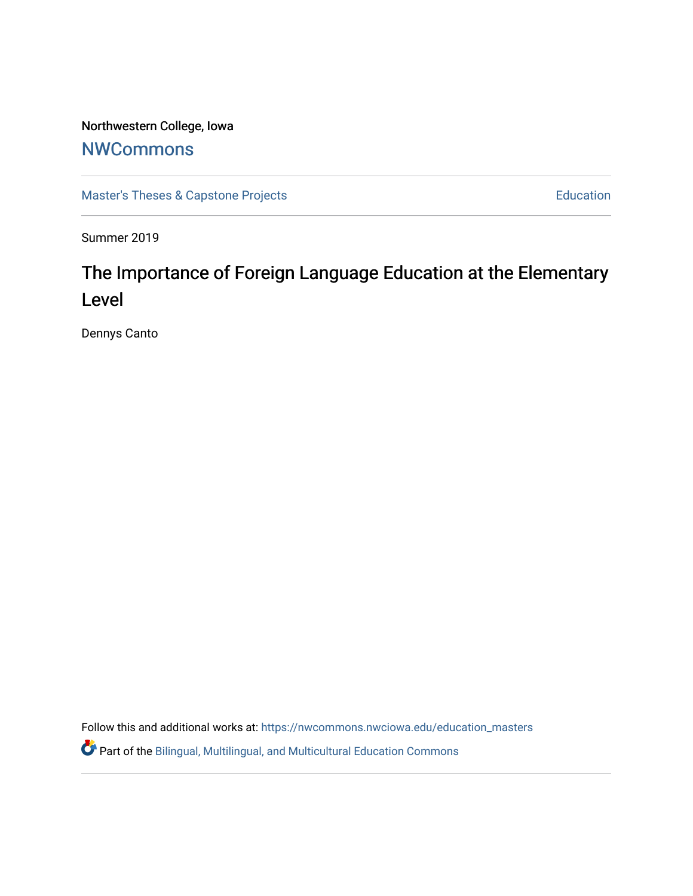Northwestern College, Iowa

## NWCommons

Master's Theses & Capstone Projects | Education

Summer 2019

# The Importance of Foreign Language Education at the Elementary Level

Dennys Canto

Follow this and additional works at: https://nwcommons.nwciowa.edu/education_masters

Part of the Bilingual, Multilingual, and Multicultural Education Commons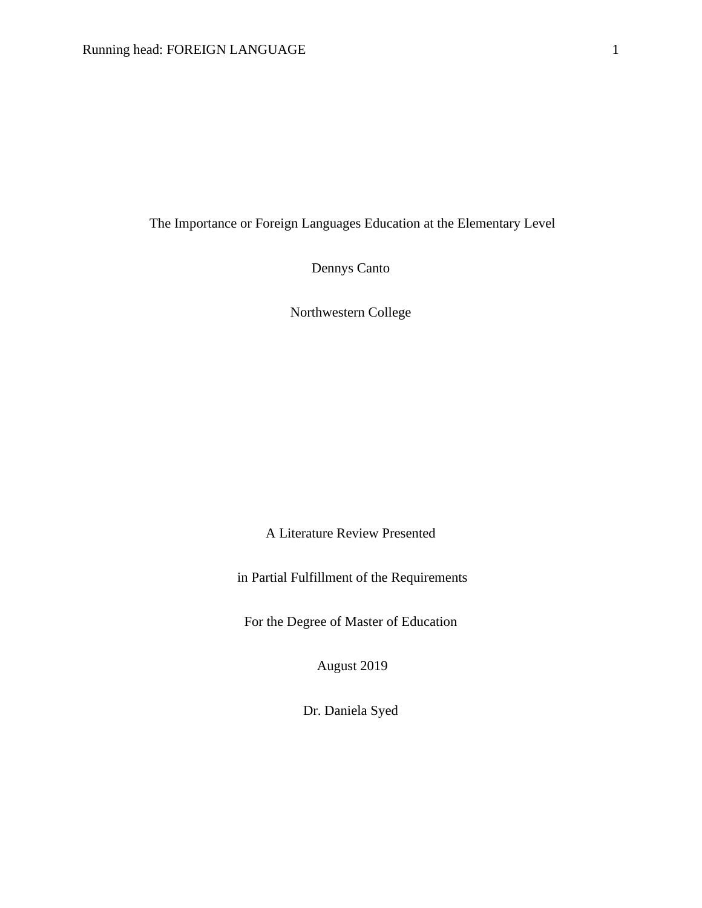The Importance or Foreign Languages Education at the Elementary Level

Dennys Canto

Northwestern College

A Literature Review Presented

in Partial Fulfillment of the Requirements

For the Degree of Master of Education

August 2019

Dr. Daniela Syed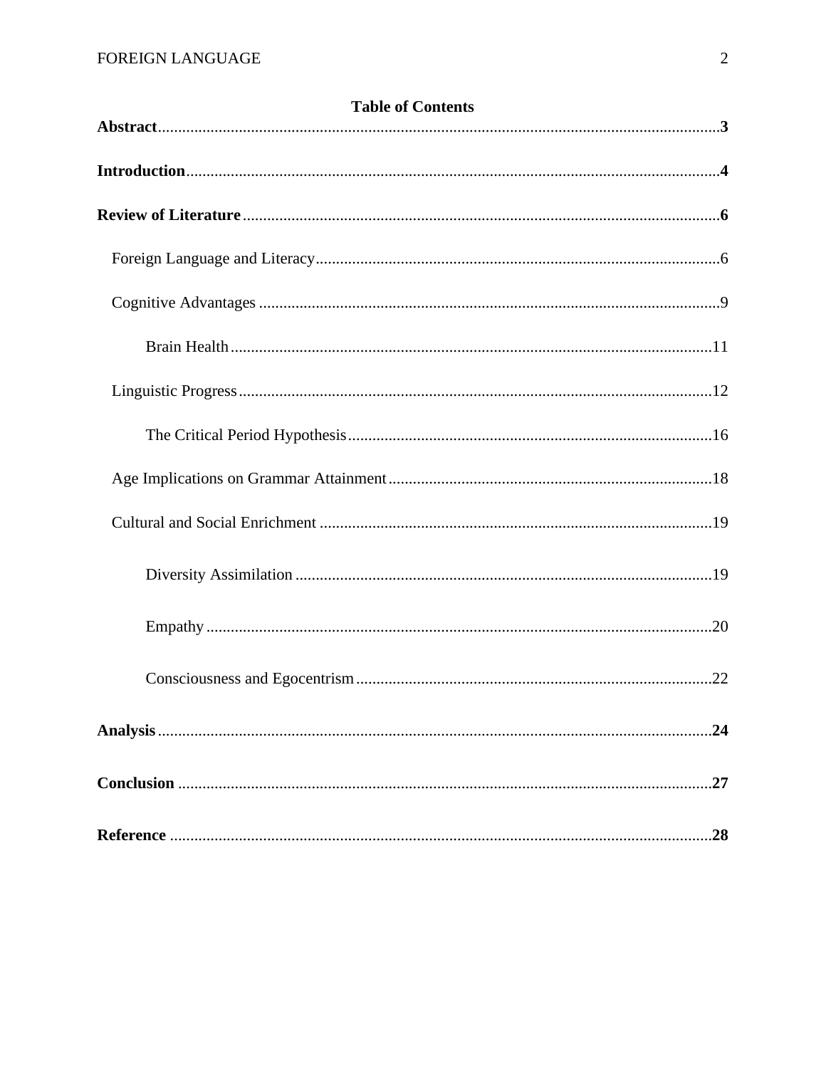**Table of Contents**

**Abstract**......................................................................................................................3

**Introduction**..................................................................................................................4

**Review of Literature**....................................................................................................6

Foreign Language and Literacy...................................................................................6

Cognitive Advantages ..................................................................................................9

Brain Health ......................................................................................................11

Linguistic Progress......................................................................................................12

The Critical Period Hypothesis..........................................................................16

Age Implications on Grammar Attainment.................................................................18

Cultural and Social Enrichment ..................................................................................19

Diversity Assimilation .......................................................................................19

Empathy.............................................................................................................20

Consciousness and Egocentrism........................................................................22

**Analysis**......................................................................................................................24

**Conclusion** ..................................................................................................................27

**Reference** ....................................................................................................................28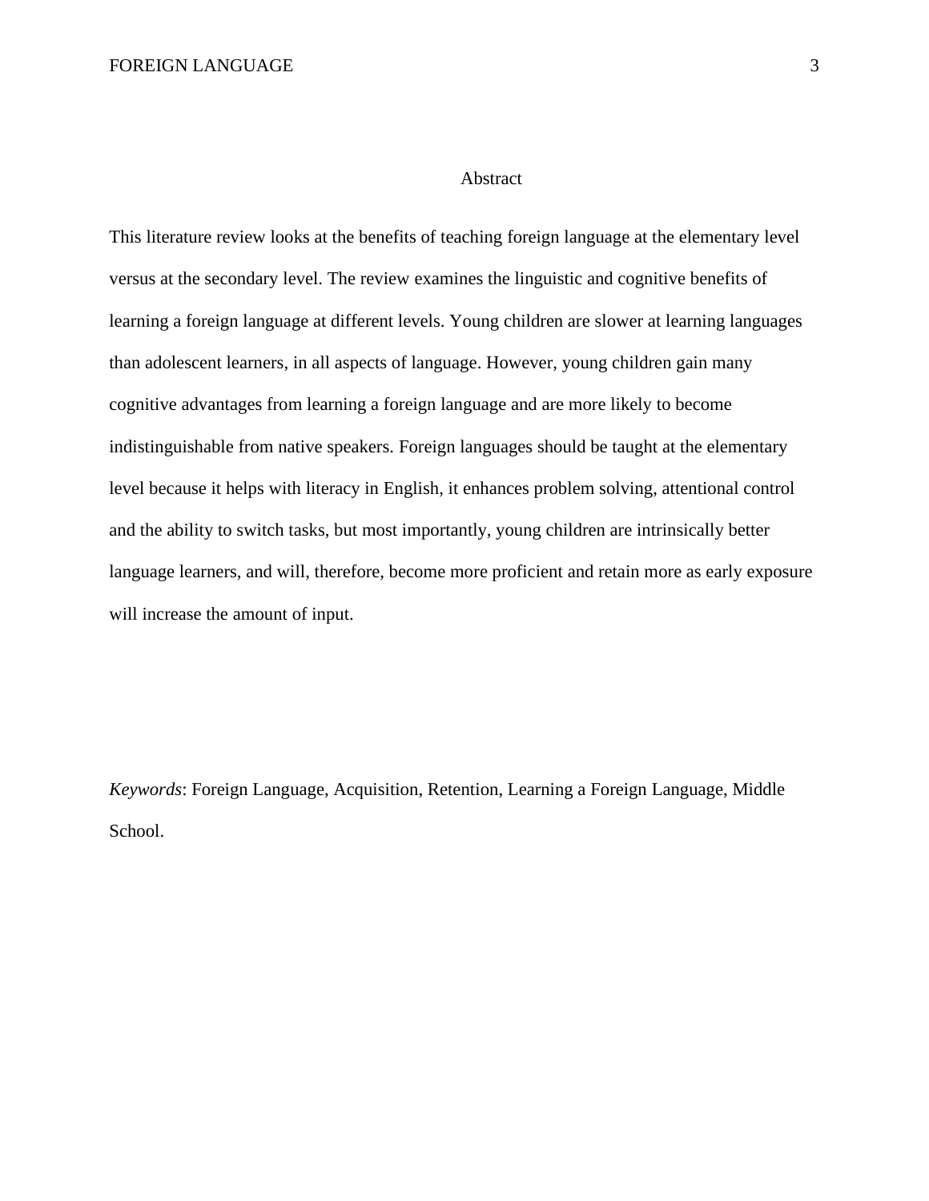# Abstract

This literature review looks at the benefits of teaching foreign language at the elementary level versus at the secondary level. The review examines the linguistic and cognitive benefits of learning a foreign language at different levels. Young children are slower at learning languages than adolescent learners, in all aspects of language. However, young children gain many cognitive advantages from learning a foreign language and are more likely to become indistinguishable from native speakers. Foreign languages should be taught at the elementary level because it helps with literacy in English, it enhances problem solving, attentional control and the ability to switch tasks, but most importantly, young children are intrinsically better language learners, and will, therefore, become more proficient and retain more as early exposure will increase the amount of input.

*Keywords*: Foreign Language, Acquisition, Retention, Learning a Foreign Language, Middle School.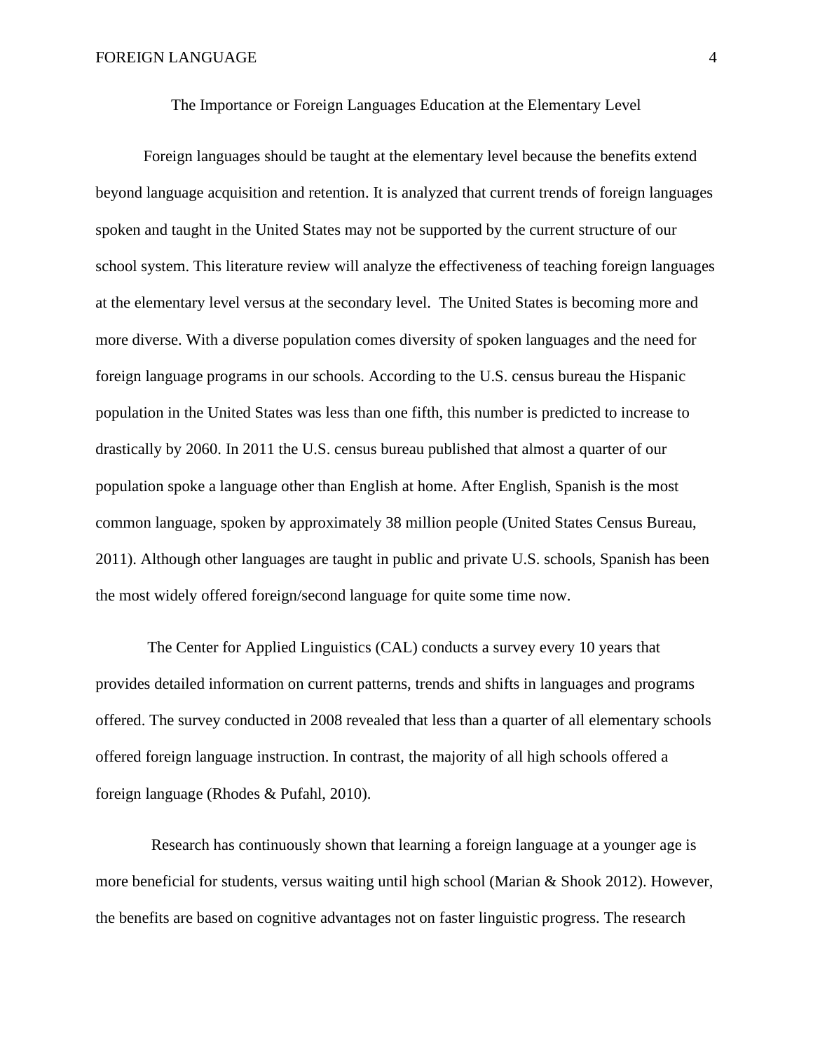## The Importance or Foreign Languages Education at the Elementary Level

Foreign languages should be taught at the elementary level because the benefits extend beyond language acquisition and retention. It is analyzed that current trends of foreign languages spoken and taught in the United States may not be supported by the current structure of our school system. This literature review will analyze the effectiveness of teaching foreign languages at the elementary level versus at the secondary level. The United States is becoming more and more diverse. With a diverse population comes diversity of spoken languages and the need for foreign language programs in our schools. According to the U.S. census bureau the Hispanic population in the United States was less than one fifth, this number is predicted to increase to drastically by 2060. In 2011 the U.S. census bureau published that almost a quarter of our population spoke a language other than English at home. After English, Spanish is the most common language, spoken by approximately 38 million people (United States Census Bureau, 2011). Although other languages are taught in public and private U.S. schools, Spanish has been the most widely offered foreign/second language for quite some time now.

The Center for Applied Linguistics (CAL) conducts a survey every 10 years that provides detailed information on current patterns, trends and shifts in languages and programs offered. The survey conducted in 2008 revealed that less than a quarter of all elementary schools offered foreign language instruction. In contrast, the majority of all high schools offered a foreign language (Rhodes & Pufahl, 2010).

Research has continuously shown that learning a foreign language at a younger age is more beneficial for students, versus waiting until high school (Marian & Shook 2012). However, the benefits are based on cognitive advantages not on faster linguistic progress. The research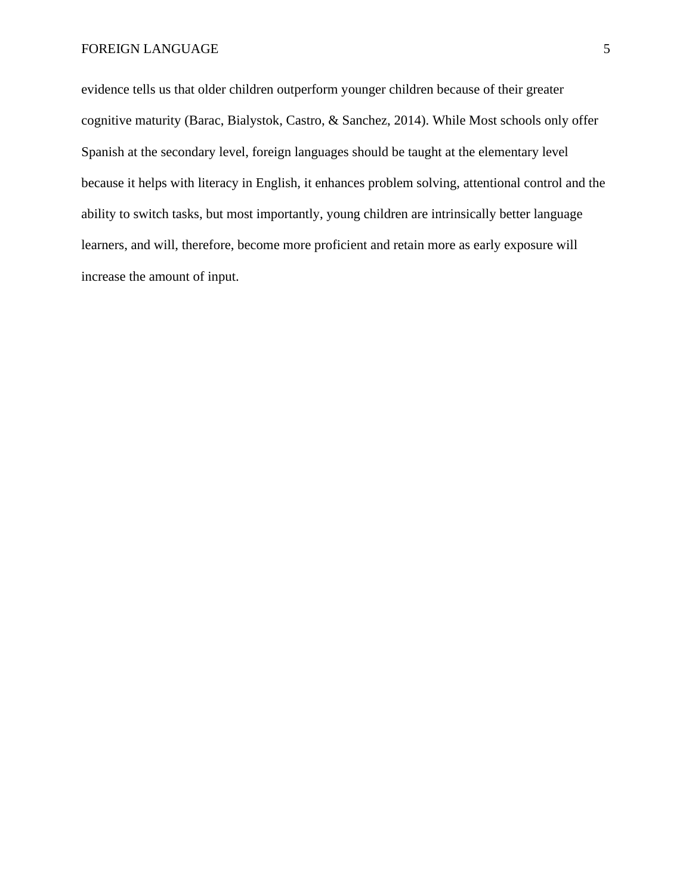evidence tells us that older children outperform younger children because of their greater cognitive maturity (Barac, Bialystok, Castro, & Sanchez, 2014). While Most schools only offer Spanish at the secondary level, foreign languages should be taught at the elementary level because it helps with literacy in English, it enhances problem solving, attentional control and the ability to switch tasks, but most importantly, young children are intrinsically better language learners, and will, therefore, become more proficient and retain more as early exposure will increase the amount of input.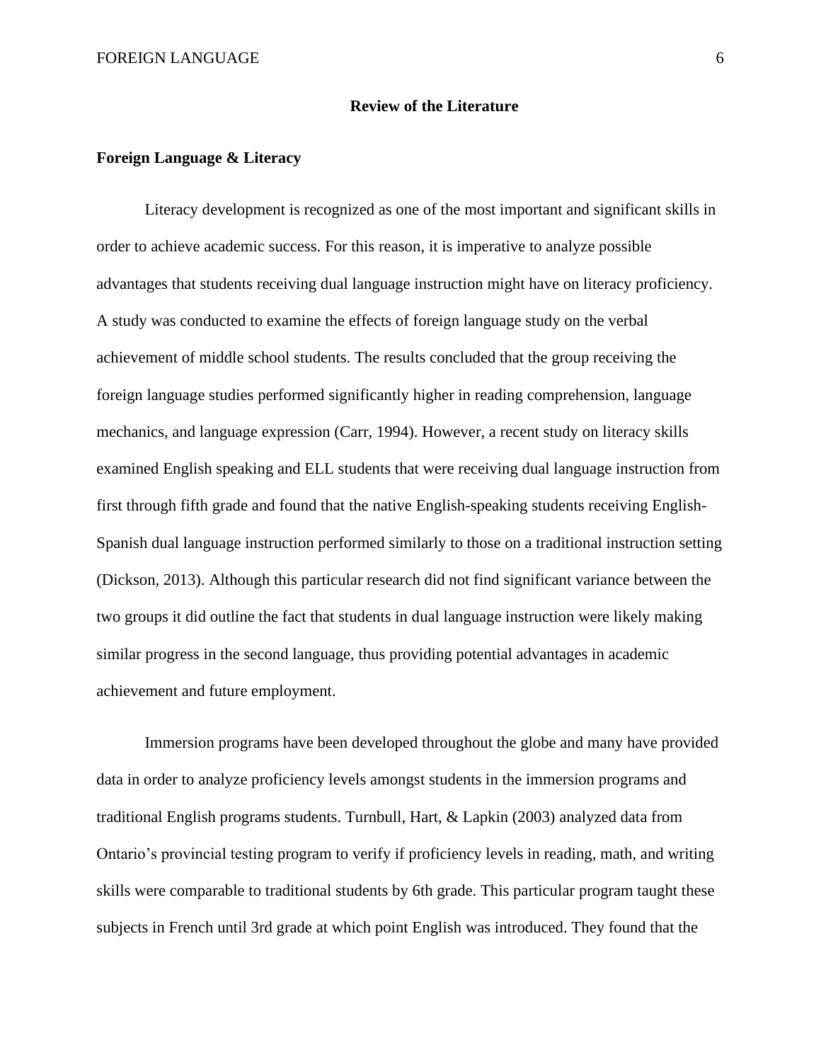## Review of the Literature

### Foreign Language & Literacy

Literacy development is recognized as one of the most important and significant skills in order to achieve academic success. For this reason, it is imperative to analyze possible advantages that students receiving dual language instruction might have on literacy proficiency. A study was conducted to examine the effects of foreign language study on the verbal achievement of middle school students. The results concluded that the group receiving the foreign language studies performed significantly higher in reading comprehension, language mechanics, and language expression (Carr, 1994). However, a recent study on literacy skills examined English speaking and ELL students that were receiving dual language instruction from first through fifth grade and found that the native English-speaking students receiving English-Spanish dual language instruction performed similarly to those on a traditional instruction setting (Dickson, 2013). Although this particular research did not find significant variance between the two groups it did outline the fact that students in dual language instruction were likely making similar progress in the second language, thus providing potential advantages in academic achievement and future employment.

Immersion programs have been developed throughout the globe and many have provided data in order to analyze proficiency levels amongst students in the immersion programs and traditional English programs students. Turnbull, Hart, & Lapkin (2003) analyzed data from Ontario's provincial testing program to verify if proficiency levels in reading, math, and writing skills were comparable to traditional students by 6th grade. This particular program taught these subjects in French until 3rd grade at which point English was introduced. They found that the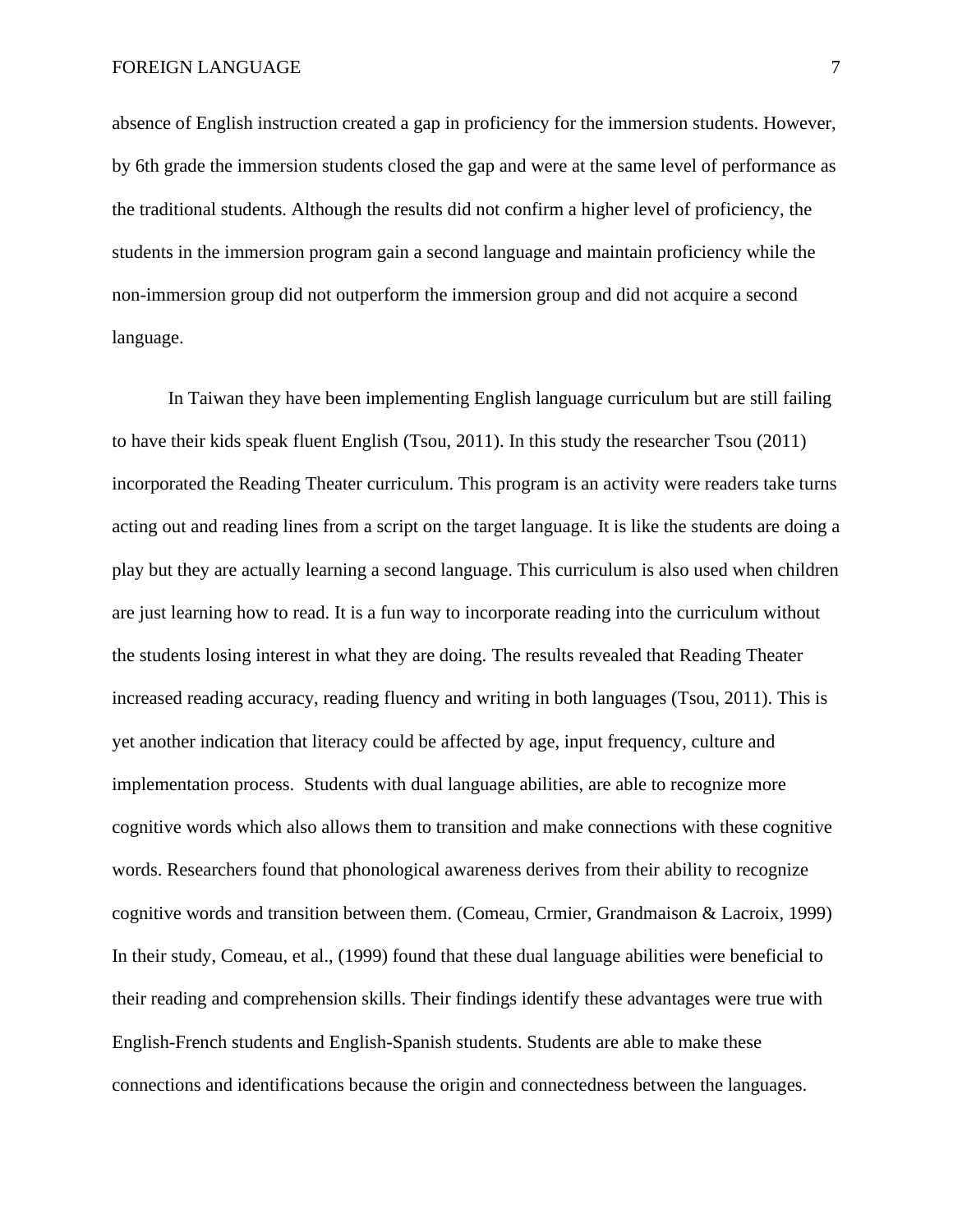absence of English instruction created a gap in proficiency for the immersion students. However, by 6th grade the immersion students closed the gap and were at the same level of performance as the traditional students. Although the results did not confirm a higher level of proficiency, the students in the immersion program gain a second language and maintain proficiency while the non-immersion group did not outperform the immersion group and did not acquire a second language.

In Taiwan they have been implementing English language curriculum but are still failing to have their kids speak fluent English (Tsou, 2011). In this study the researcher Tsou (2011) incorporated the Reading Theater curriculum. This program is an activity were readers take turns acting out and reading lines from a script on the target language. It is like the students are doing a play but they are actually learning a second language. This curriculum is also used when children are just learning how to read. It is a fun way to incorporate reading into the curriculum without the students losing interest in what they are doing. The results revealed that Reading Theater increased reading accuracy, reading fluency and writing in both languages (Tsou, 2011). This is yet another indication that literacy could be affected by age, input frequency, culture and implementation process. Students with dual language abilities, are able to recognize more cognitive words which also allows them to transition and make connections with these cognitive words. Researchers found that phonological awareness derives from their ability to recognize cognitive words and transition between them. (Comeau, Crmier, Grandmaison & Lacroix, 1999) In their study, Comeau, et al., (1999) found that these dual language abilities were beneficial to their reading and comprehension skills. Their findings identify these advantages were true with English-French students and English-Spanish students. Students are able to make these connections and identifications because the origin and connectedness between the languages.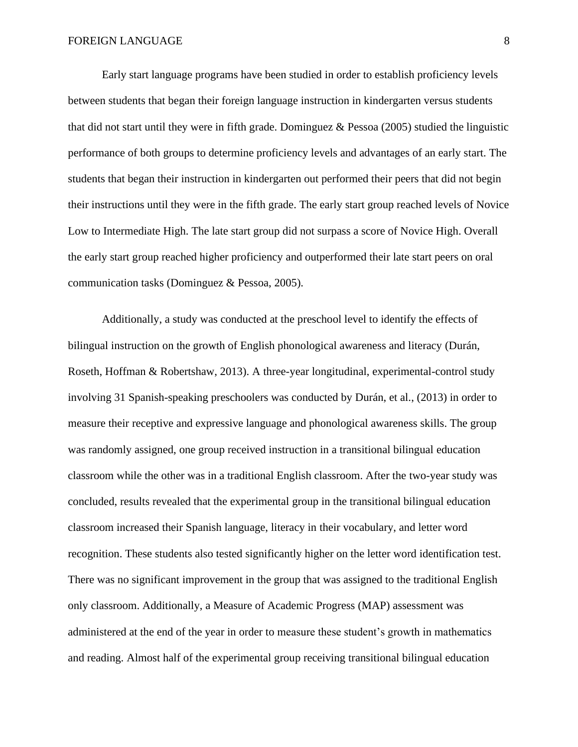Early start language programs have been studied in order to establish proficiency levels between students that began their foreign language instruction in kindergarten versus students that did not start until they were in fifth grade. Dominguez & Pessoa (2005) studied the linguistic performance of both groups to determine proficiency levels and advantages of an early start. The students that began their instruction in kindergarten out performed their peers that did not begin their instructions until they were in the fifth grade. The early start group reached levels of Novice Low to Intermediate High. The late start group did not surpass a score of Novice High. Overall the early start group reached higher proficiency and outperformed their late start peers on oral communication tasks (Dominguez & Pessoa, 2005).

Additionally, a study was conducted at the preschool level to identify the effects of bilingual instruction on the growth of English phonological awareness and literacy (Durán, Roseth, Hoffman & Robertshaw, 2013). A three-year longitudinal, experimental-control study involving 31 Spanish-speaking preschoolers was conducted by Durán, et al., (2013) in order to measure their receptive and expressive language and phonological awareness skills. The group was randomly assigned, one group received instruction in a transitional bilingual education classroom while the other was in a traditional English classroom. After the two-year study was concluded, results revealed that the experimental group in the transitional bilingual education classroom increased their Spanish language, literacy in their vocabulary, and letter word recognition. These students also tested significantly higher on the letter word identification test. There was no significant improvement in the group that was assigned to the traditional English only classroom. Additionally, a Measure of Academic Progress (MAP) assessment was administered at the end of the year in order to measure these student's growth in mathematics and reading. Almost half of the experimental group receiving transitional bilingual education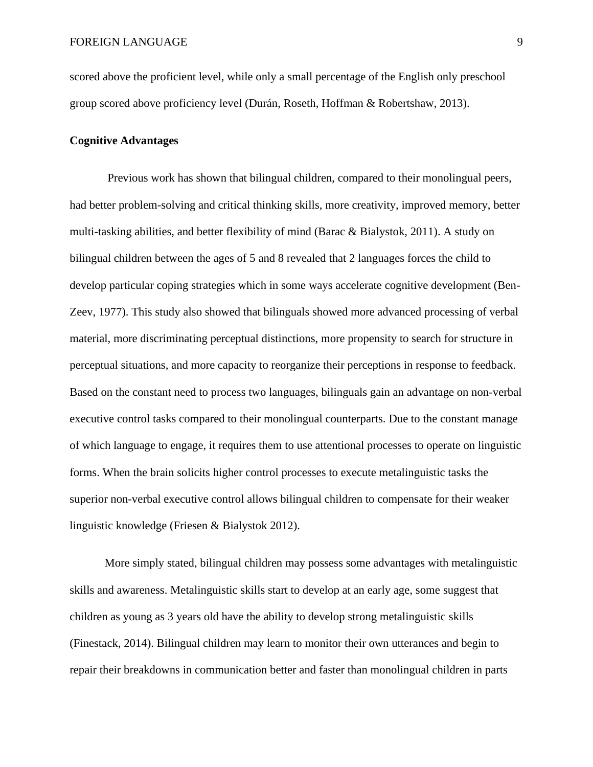scored above the proficient level, while only a small percentage of the English only preschool group scored above proficiency level (Durán, Roseth, Hoffman & Robertshaw, 2013).

**Cognitive Advantages**

Previous work has shown that bilingual children, compared to their monolingual peers, had better problem-solving and critical thinking skills, more creativity, improved memory, better multi-tasking abilities, and better flexibility of mind (Barac & Bialystok, 2011). A study on bilingual children between the ages of 5 and 8 revealed that 2 languages forces the child to develop particular coping strategies which in some ways accelerate cognitive development (Ben-Zeev, 1977). This study also showed that bilinguals showed more advanced processing of verbal material, more discriminating perceptual distinctions, more propensity to search for structure in perceptual situations, and more capacity to reorganize their perceptions in response to feedback. Based on the constant need to process two languages, bilinguals gain an advantage on non-verbal executive control tasks compared to their monolingual counterparts. Due to the constant manage of which language to engage, it requires them to use attentional processes to operate on linguistic forms. When the brain solicits higher control processes to execute metalinguistic tasks the superior non-verbal executive control allows bilingual children to compensate for their weaker linguistic knowledge (Friesen & Bialystok 2012).

More simply stated, bilingual children may possess some advantages with metalinguistic skills and awareness. Metalinguistic skills start to develop at an early age, some suggest that children as young as 3 years old have the ability to develop strong metalinguistic skills (Finestack, 2014). Bilingual children may learn to monitor their own utterances and begin to repair their breakdowns in communication better and faster than monolingual children in parts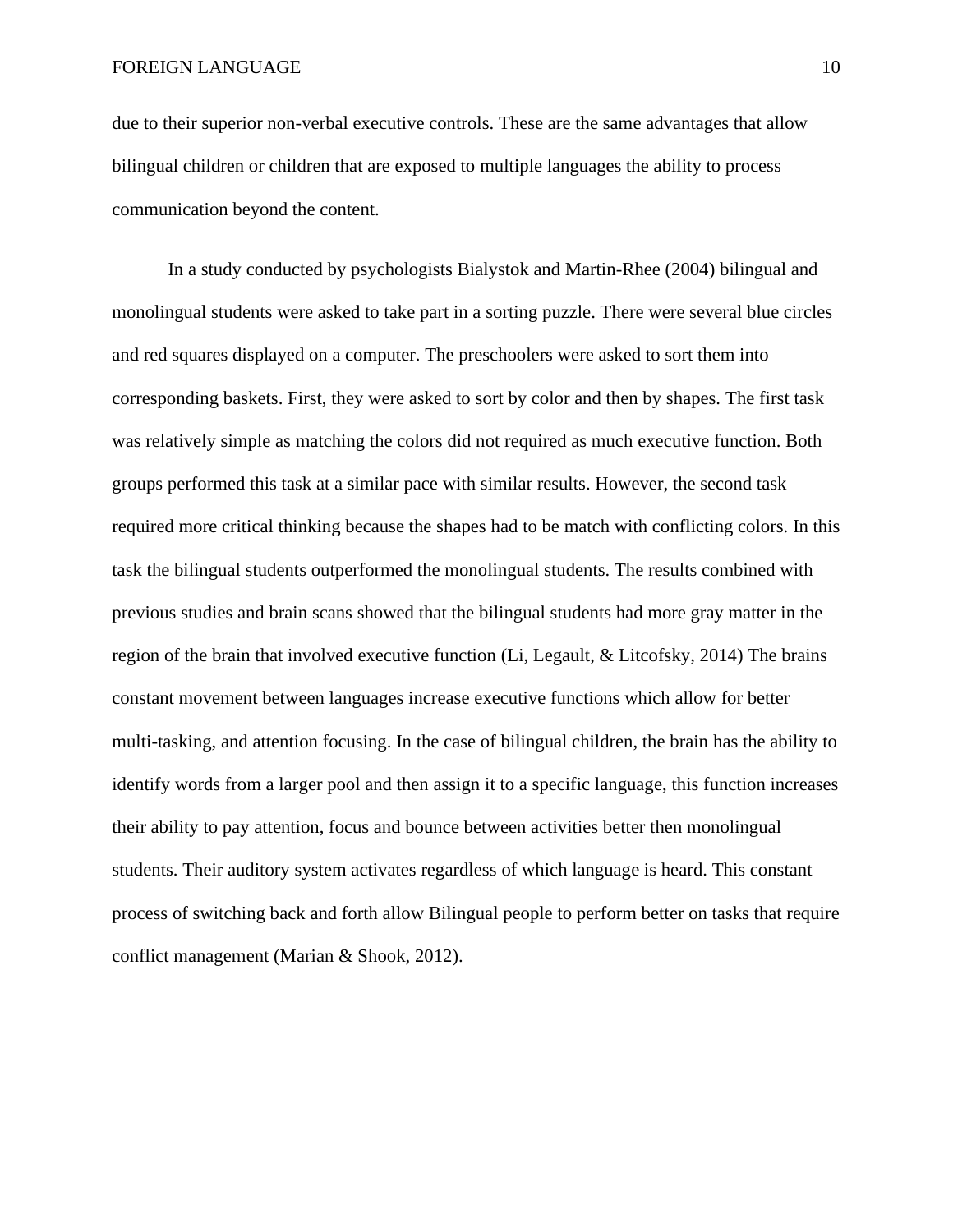due to their superior non-verbal executive controls. These are the same advantages that allow bilingual children or children that are exposed to multiple languages the ability to process communication beyond the content.

In a study conducted by psychologists Bialystok and Martin-Rhee (2004) bilingual and monolingual students were asked to take part in a sorting puzzle. There were several blue circles and red squares displayed on a computer. The preschoolers were asked to sort them into corresponding baskets. First, they were asked to sort by color and then by shapes. The first task was relatively simple as matching the colors did not required as much executive function. Both groups performed this task at a similar pace with similar results. However, the second task required more critical thinking because the shapes had to be match with conflicting colors. In this task the bilingual students outperformed the monolingual students. The results combined with previous studies and brain scans showed that the bilingual students had more gray matter in the region of the brain that involved executive function (Li, Legault, & Litcofsky, 2014) The brains constant movement between languages increase executive functions which allow for better multi-tasking, and attention focusing. In the case of bilingual children, the brain has the ability to identify words from a larger pool and then assign it to a specific language, this function increases their ability to pay attention, focus and bounce between activities better then monolingual students. Their auditory system activates regardless of which language is heard. This constant process of switching back and forth allow Bilingual people to perform better on tasks that require conflict management (Marian & Shook, 2012).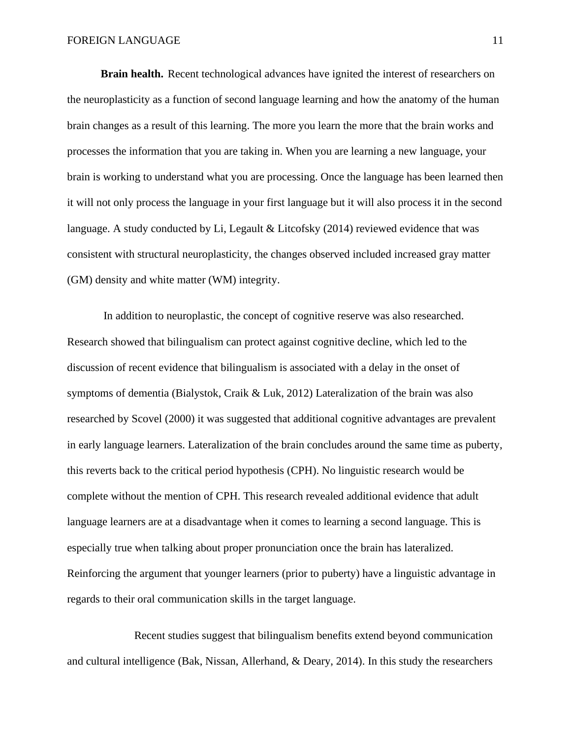**Brain health.** Recent technological advances have ignited the interest of researchers on the neuroplasticity as a function of second language learning and how the anatomy of the human brain changes as a result of this learning. The more you learn the more that the brain works and processes the information that you are taking in. When you are learning a new language, your brain is working to understand what you are processing. Once the language has been learned then it will not only process the language in your first language but it will also process it in the second language. A study conducted by Li, Legault & Litcofsky (2014) reviewed evidence that was consistent with structural neuroplasticity, the changes observed included increased gray matter (GM) density and white matter (WM) integrity.

In addition to neuroplastic, the concept of cognitive reserve was also researched. Research showed that bilingualism can protect against cognitive decline, which led to the discussion of recent evidence that bilingualism is associated with a delay in the onset of symptoms of dementia (Bialystok, Craik & Luk, 2012) Lateralization of the brain was also researched by Scovel (2000) it was suggested that additional cognitive advantages are prevalent in early language learners. Lateralization of the brain concludes around the same time as puberty, this reverts back to the critical period hypothesis (CPH). No linguistic research would be complete without the mention of CPH. This research revealed additional evidence that adult language learners are at a disadvantage when it comes to learning a second language. This is especially true when talking about proper pronunciation once the brain has lateralized. Reinforcing the argument that younger learners (prior to puberty) have a linguistic advantage in regards to their oral communication skills in the target language.

Recent studies suggest that bilingualism benefits extend beyond communication and cultural intelligence (Bak, Nissan, Allerhand, & Deary, 2014). In this study the researchers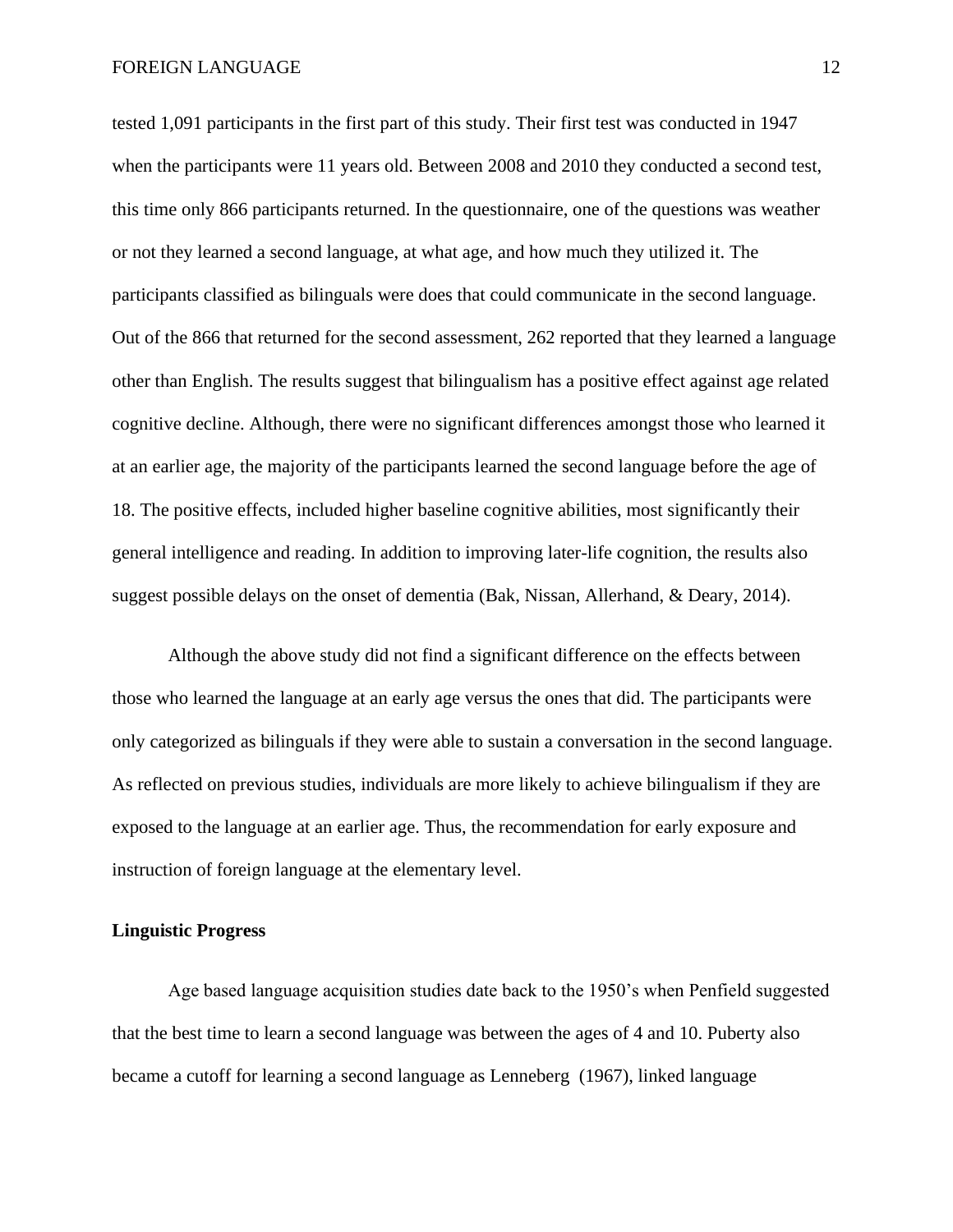tested 1,091 participants in the first part of this study. Their first test was conducted in 1947 when the participants were 11 years old. Between 2008 and 2010 they conducted a second test, this time only 866 participants returned. In the questionnaire, one of the questions was weather or not they learned a second language, at what age, and how much they utilized it. The participants classified as bilinguals were does that could communicate in the second language. Out of the 866 that returned for the second assessment, 262 reported that they learned a language other than English. The results suggest that bilingualism has a positive effect against age related cognitive decline. Although, there were no significant differences amongst those who learned it at an earlier age, the majority of the participants learned the second language before the age of 18. The positive effects, included higher baseline cognitive abilities, most significantly their general intelligence and reading. In addition to improving later-life cognition, the results also suggest possible delays on the onset of dementia (Bak, Nissan, Allerhand, & Deary, 2014).

Although the above study did not find a significant difference on the effects between those who learned the language at an early age versus the ones that did. The participants were only categorized as bilinguals if they were able to sustain a conversation in the second language. As reflected on previous studies, individuals are more likely to achieve bilingualism if they are exposed to the language at an earlier age. Thus, the recommendation for early exposure and instruction of foreign language at the elementary level.

**Linguistic Progress**

Age based language acquisition studies date back to the 1950's when Penfield suggested that the best time to learn a second language was between the ages of 4 and 10. Puberty also became a cutoff for learning a second language as Lenneberg (1967), linked language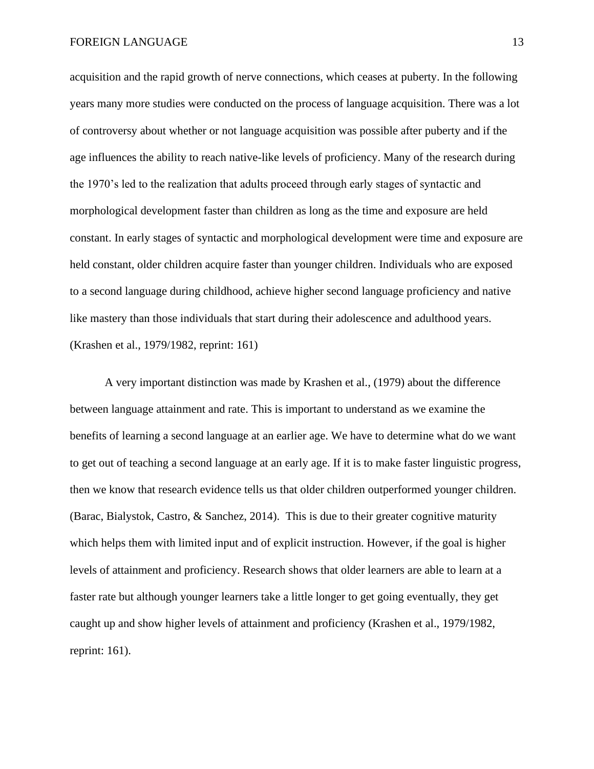acquisition and the rapid growth of nerve connections, which ceases at puberty. In the following years many more studies were conducted on the process of language acquisition. There was a lot of controversy about whether or not language acquisition was possible after puberty and if the age influences the ability to reach native-like levels of proficiency. Many of the research during the 1970's led to the realization that adults proceed through early stages of syntactic and morphological development faster than children as long as the time and exposure are held constant. In early stages of syntactic and morphological development were time and exposure are held constant, older children acquire faster than younger children. Individuals who are exposed to a second language during childhood, achieve higher second language proficiency and native like mastery than those individuals that start during their adolescence and adulthood years. (Krashen et al., 1979/1982, reprint: 161)

A very important distinction was made by Krashen et al., (1979) about the difference between language attainment and rate. This is important to understand as we examine the benefits of learning a second language at an earlier age. We have to determine what do we want to get out of teaching a second language at an early age. If it is to make faster linguistic progress, then we know that research evidence tells us that older children outperformed younger children. (Barac, Bialystok, Castro, & Sanchez, 2014). This is due to their greater cognitive maturity which helps them with limited input and of explicit instruction. However, if the goal is higher levels of attainment and proficiency. Research shows that older learners are able to learn at a faster rate but although younger learners take a little longer to get going eventually, they get caught up and show higher levels of attainment and proficiency (Krashen et al., 1979/1982, reprint: 161).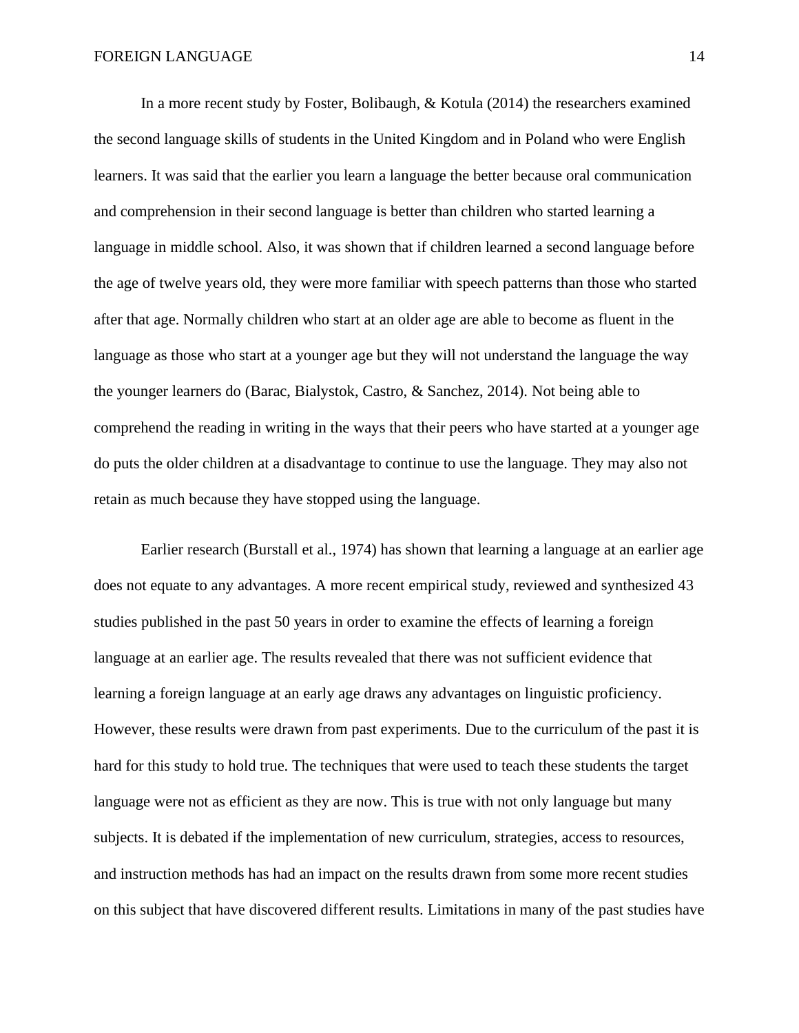In a more recent study by Foster, Bolibaugh, & Kotula (2014) the researchers examined the second language skills of students in the United Kingdom and in Poland who were English learners. It was said that the earlier you learn a language the better because oral communication and comprehension in their second language is better than children who started learning a language in middle school. Also, it was shown that if children learned a second language before the age of twelve years old, they were more familiar with speech patterns than those who started after that age. Normally children who start at an older age are able to become as fluent in the language as those who start at a younger age but they will not understand the language the way the younger learners do (Barac, Bialystok, Castro, & Sanchez, 2014). Not being able to comprehend the reading in writing in the ways that their peers who have started at a younger age do puts the older children at a disadvantage to continue to use the language. They may also not retain as much because they have stopped using the language.

Earlier research (Burstall et al., 1974) has shown that learning a language at an earlier age does not equate to any advantages. A more recent empirical study, reviewed and synthesized 43 studies published in the past 50 years in order to examine the effects of learning a foreign language at an earlier age. The results revealed that there was not sufficient evidence that learning a foreign language at an early age draws any advantages on linguistic proficiency. However, these results were drawn from past experiments. Due to the curriculum of the past it is hard for this study to hold true. The techniques that were used to teach these students the target language were not as efficient as they are now. This is true with not only language but many subjects. It is debated if the implementation of new curriculum, strategies, access to resources, and instruction methods has had an impact on the results drawn from some more recent studies on this subject that have discovered different results. Limitations in many of the past studies have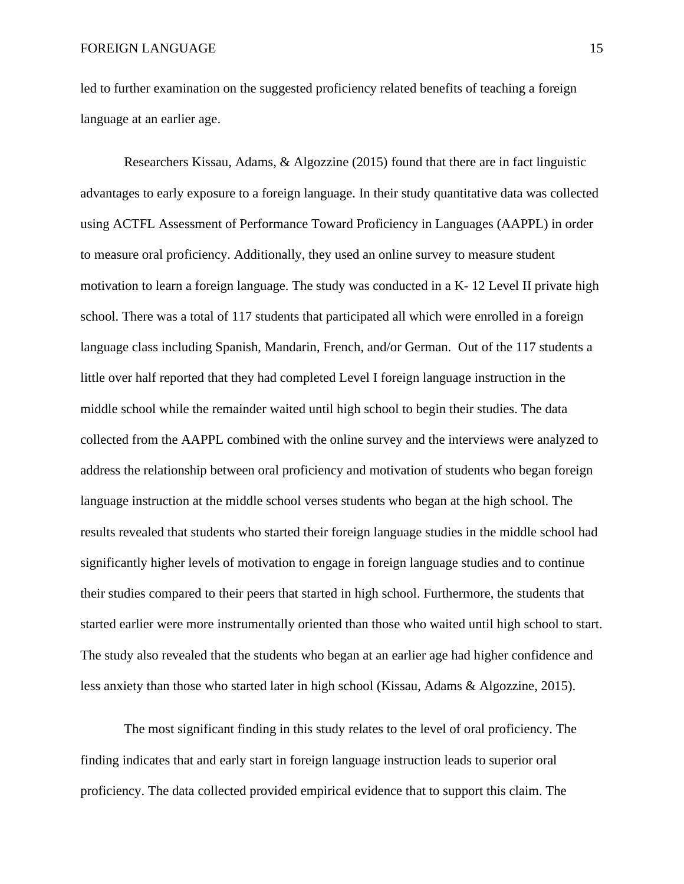led to further examination on the suggested proficiency related benefits of teaching a foreign language at an earlier age.

Researchers Kissau, Adams, & Algozzine (2015) found that there are in fact linguistic advantages to early exposure to a foreign language. In their study quantitative data was collected using ACTFL Assessment of Performance Toward Proficiency in Languages (AAPPL) in order to measure oral proficiency. Additionally, they used an online survey to measure student motivation to learn a foreign language. The study was conducted in a K- 12 Level II private high school. There was a total of 117 students that participated all which were enrolled in a foreign language class including Spanish, Mandarin, French, and/or German.  Out of the 117 students a little over half reported that they had completed Level I foreign language instruction in the middle school while the remainder waited until high school to begin their studies. The data collected from the AAPPL combined with the online survey and the interviews were analyzed to address the relationship between oral proficiency and motivation of students who began foreign language instruction at the middle school verses students who began at the high school. The results revealed that students who started their foreign language studies in the middle school had significantly higher levels of motivation to engage in foreign language studies and to continue their studies compared to their peers that started in high school. Furthermore, the students that started earlier were more instrumentally oriented than those who waited until high school to start. The study also revealed that the students who began at an earlier age had higher confidence and less anxiety than those who started later in high school (Kissau, Adams & Algozzine, 2015).

The most significant finding in this study relates to the level of oral proficiency. The finding indicates that and early start in foreign language instruction leads to superior oral proficiency. The data collected provided empirical evidence that to support this claim. The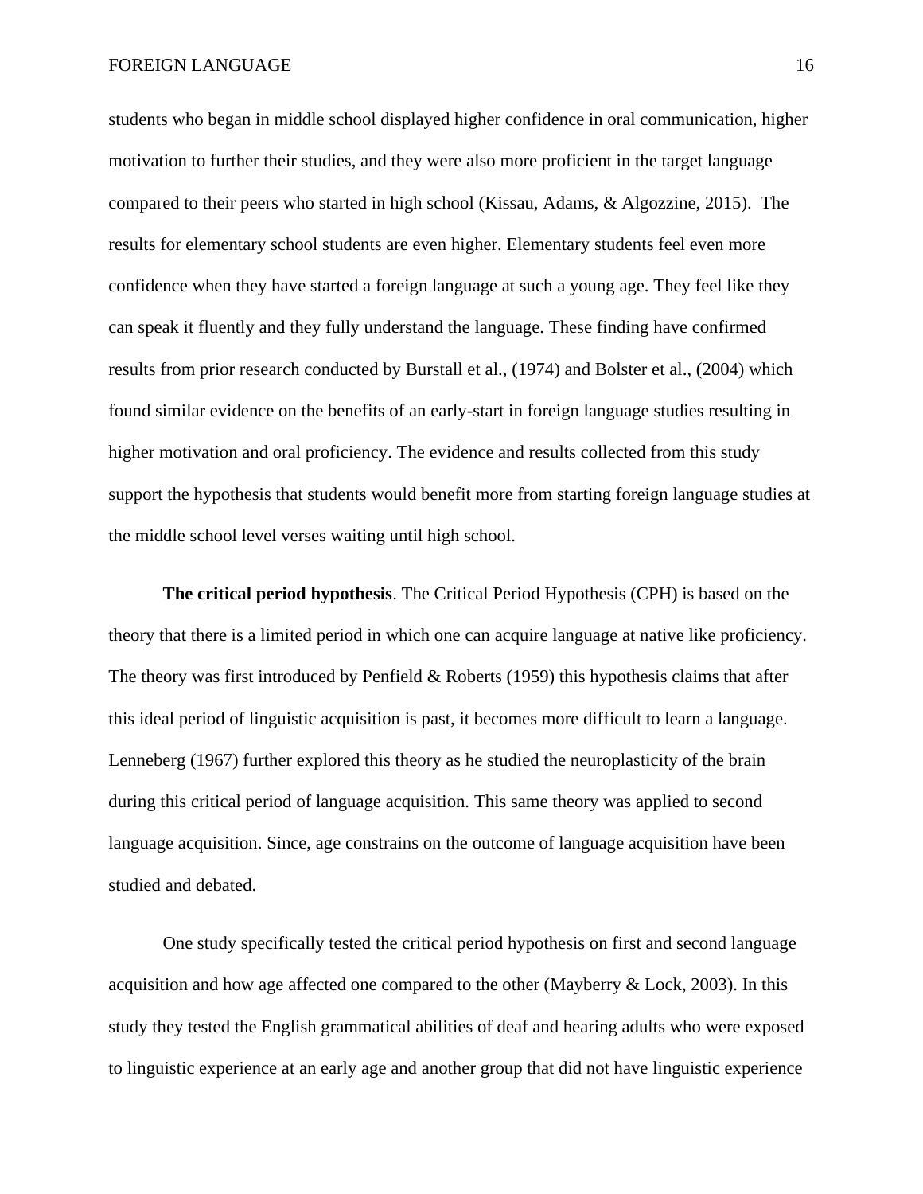students who began in middle school displayed higher confidence in oral communication, higher motivation to further their studies, and they were also more proficient in the target language compared to their peers who started in high school (Kissau, Adams, & Algozzine, 2015). The results for elementary school students are even higher. Elementary students feel even more confidence when they have started a foreign language at such a young age. They feel like they can speak it fluently and they fully understand the language. These finding have confirmed results from prior research conducted by Burstall et al., (1974) and Bolster et al., (2004) which found similar evidence on the benefits of an early-start in foreign language studies resulting in higher motivation and oral proficiency. The evidence and results collected from this study support the hypothesis that students would benefit more from starting foreign language studies at the middle school level verses waiting until high school.

**The critical period hypothesis**. The Critical Period Hypothesis (CPH) is based on the theory that there is a limited period in which one can acquire language at native like proficiency. The theory was first introduced by Penfield & Roberts (1959) this hypothesis claims that after this ideal period of linguistic acquisition is past, it becomes more difficult to learn a language. Lenneberg (1967) further explored this theory as he studied the neuroplasticity of the brain during this critical period of language acquisition. This same theory was applied to second language acquisition. Since, age constrains on the outcome of language acquisition have been studied and debated.

One study specifically tested the critical period hypothesis on first and second language acquisition and how age affected one compared to the other (Mayberry & Lock, 2003). In this study they tested the English grammatical abilities of deaf and hearing adults who were exposed to linguistic experience at an early age and another group that did not have linguistic experience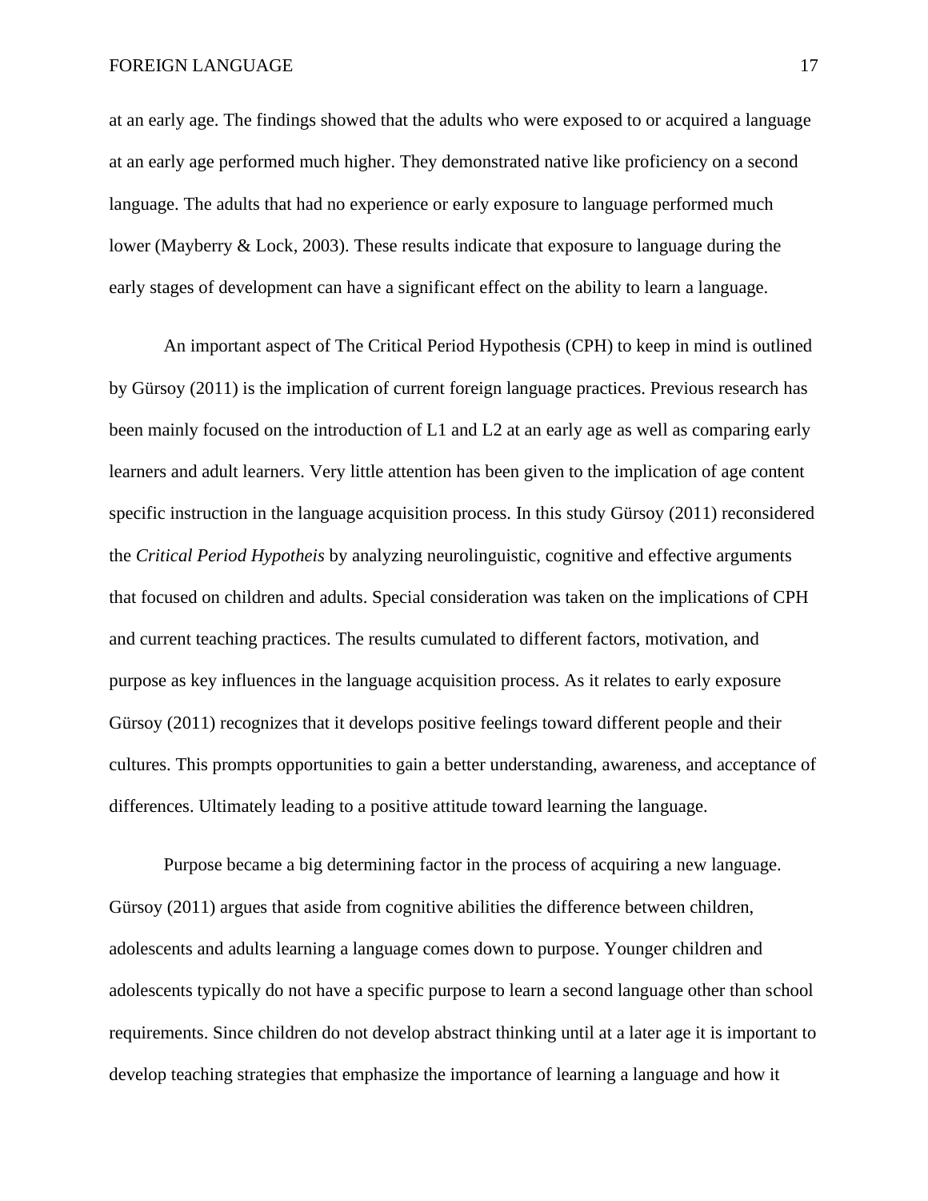at an early age. The findings showed that the adults who were exposed to or acquired a language at an early age performed much higher. They demonstrated native like proficiency on a second language. The adults that had no experience or early exposure to language performed much lower (Mayberry & Lock, 2003). These results indicate that exposure to language during the early stages of development can have a significant effect on the ability to learn a language.

An important aspect of The Critical Period Hypothesis (CPH) to keep in mind is outlined by Gürsoy (2011) is the implication of current foreign language practices. Previous research has been mainly focused on the introduction of L1 and L2 at an early age as well as comparing early learners and adult learners. Very little attention has been given to the implication of age content specific instruction in the language acquisition process. In this study Gürsoy (2011) reconsidered the *Critical Period Hypotheis* by analyzing neurolinguistic, cognitive and effective arguments that focused on children and adults. Special consideration was taken on the implications of CPH and current teaching practices. The results cumulated to different factors, motivation, and purpose as key influences in the language acquisition process. As it relates to early exposure Gürsoy (2011) recognizes that it develops positive feelings toward different people and their cultures. This prompts opportunities to gain a better understanding, awareness, and acceptance of differences. Ultimately leading to a positive attitude toward learning the language.

Purpose became a big determining factor in the process of acquiring a new language. Gürsoy (2011) argues that aside from cognitive abilities the difference between children, adolescents and adults learning a language comes down to purpose. Younger children and adolescents typically do not have a specific purpose to learn a second language other than school requirements. Since children do not develop abstract thinking until at a later age it is important to develop teaching strategies that emphasize the importance of learning a language and how it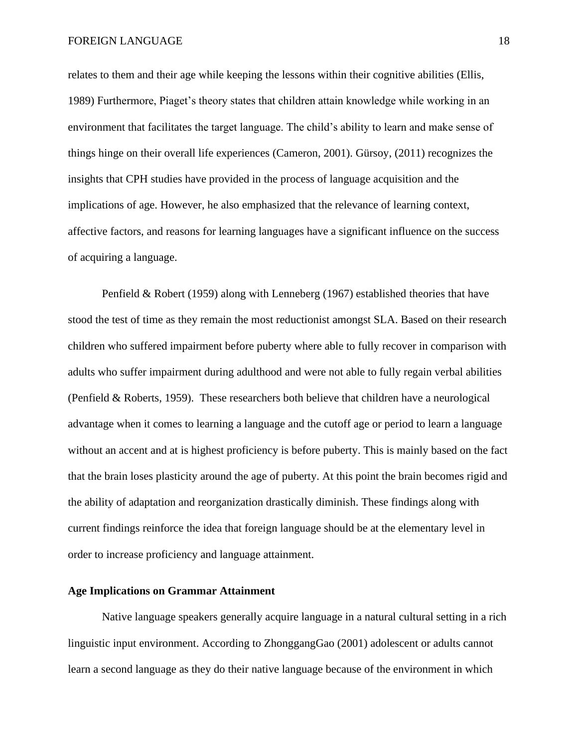relates to them and their age while keeping the lessons within their cognitive abilities (Ellis, 1989) Furthermore, Piaget's theory states that children attain knowledge while working in an environment that facilitates the target language. The child's ability to learn and make sense of things hinge on their overall life experiences (Cameron, 2001). Gürsoy, (2011) recognizes the insights that CPH studies have provided in the process of language acquisition and the implications of age. However, he also emphasized that the relevance of learning context, affective factors, and reasons for learning languages have a significant influence on the success of acquiring a language.

Penfield & Robert (1959) along with Lenneberg (1967) established theories that have stood the test of time as they remain the most reductionist amongst SLA. Based on their research children who suffered impairment before puberty where able to fully recover in comparison with adults who suffer impairment during adulthood and were not able to fully regain verbal abilities (Penfield & Roberts, 1959). These researchers both believe that children have a neurological advantage when it comes to learning a language and the cutoff age or period to learn a language without an accent and at is highest proficiency is before puberty. This is mainly based on the fact that the brain loses plasticity around the age of puberty. At this point the brain becomes rigid and the ability of adaptation and reorganization drastically diminish. These findings along with current findings reinforce the idea that foreign language should be at the elementary level in order to increase proficiency and language attainment.

**Age Implications on Grammar Attainment**

Native language speakers generally acquire language in a natural cultural setting in a rich linguistic input environment. According to ZhonggangGao (2001) adolescent or adults cannot learn a second language as they do their native language because of the environment in which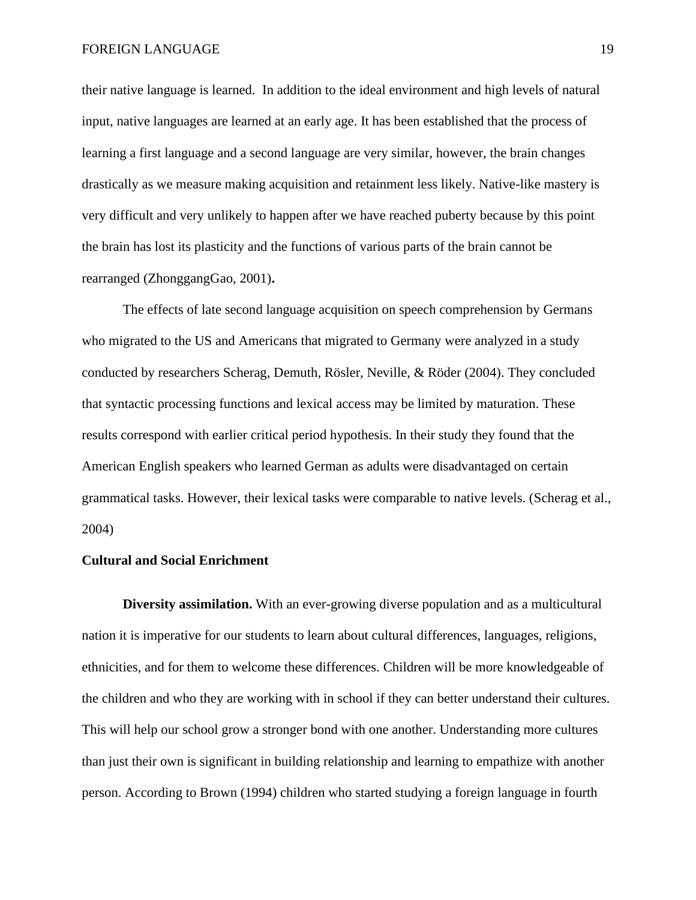their native language is learned. In addition to the ideal environment and high levels of natural input, native languages are learned at an early age. It has been established that the process of learning a first language and a second language are very similar, however, the brain changes drastically as we measure making acquisition and retainment less likely. Native-like mastery is very difficult and very unlikely to happen after we have reached puberty because by this point the brain has lost its plasticity and the functions of various parts of the brain cannot be rearranged (ZhonggangGao, 2001)**.**

The effects of late second language acquisition on speech comprehension by Germans who migrated to the US and Americans that migrated to Germany were analyzed in a study conducted by researchers Scherag, Demuth, Rösler, Neville, & Röder (2004). They concluded that syntactic processing functions and lexical access may be limited by maturation. These results correspond with earlier critical period hypothesis. In their study they found that the American English speakers who learned German as adults were disadvantaged on certain grammatical tasks. However, their lexical tasks were comparable to native levels. (Scherag et al., 2004)

### Cultural and Social Enrichment

**Diversity assimilation.** With an ever-growing diverse population and as a multicultural nation it is imperative for our students to learn about cultural differences, languages, religions, ethnicities, and for them to welcome these differences. Children will be more knowledgeable of the children and who they are working with in school if they can better understand their cultures. This will help our school grow a stronger bond with one another. Understanding more cultures than just their own is significant in building relationship and learning to empathize with another person. According to Brown (1994) children who started studying a foreign language in fourth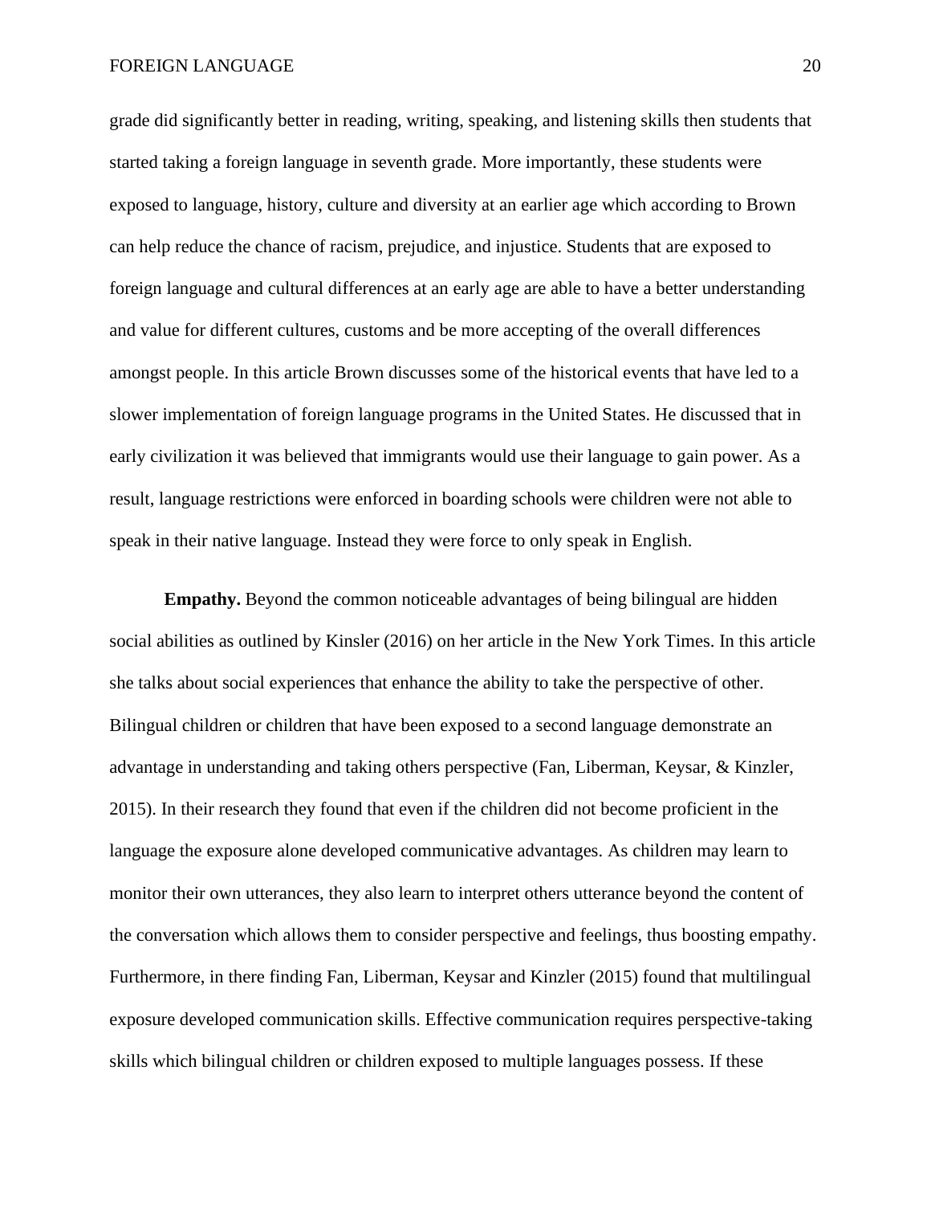grade did significantly better in reading, writing, speaking, and listening skills then students that started taking a foreign language in seventh grade. More importantly, these students were exposed to language, history, culture and diversity at an earlier age which according to Brown can help reduce the chance of racism, prejudice, and injustice. Students that are exposed to foreign language and cultural differences at an early age are able to have a better understanding and value for different cultures, customs and be more accepting of the overall differences amongst people. In this article Brown discusses some of the historical events that have led to a slower implementation of foreign language programs in the United States. He discussed that in early civilization it was believed that immigrants would use their language to gain power. As a result, language restrictions were enforced in boarding schools were children were not able to speak in their native language. Instead they were force to only speak in English.

**Empathy.** Beyond the common noticeable advantages of being bilingual are hidden social abilities as outlined by Kinsler (2016) on her article in the New York Times. In this article she talks about social experiences that enhance the ability to take the perspective of other. Bilingual children or children that have been exposed to a second language demonstrate an advantage in understanding and taking others perspective (Fan, Liberman, Keysar, & Kinzler, 2015). In their research they found that even if the children did not become proficient in the language the exposure alone developed communicative advantages. As children may learn to monitor their own utterances, they also learn to interpret others utterance beyond the content of the conversation which allows them to consider perspective and feelings, thus boosting empathy. Furthermore, in there finding Fan, Liberman, Keysar and Kinzler (2015) found that multilingual exposure developed communication skills. Effective communication requires perspective-taking skills which bilingual children or children exposed to multiple languages possess. If these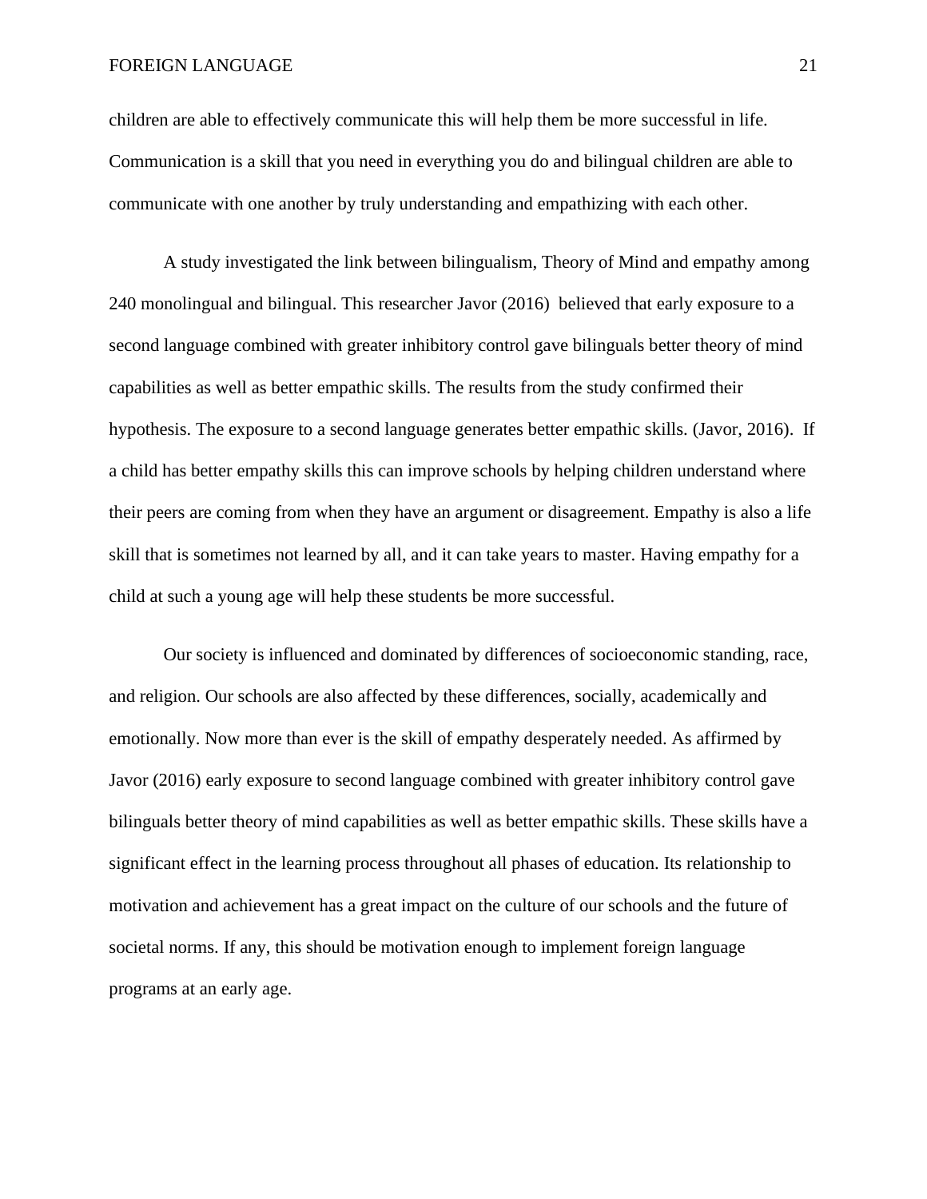children are able to effectively communicate this will help them be more successful in life. Communication is a skill that you need in everything you do and bilingual children are able to communicate with one another by truly understanding and empathizing with each other.

A study investigated the link between bilingualism, Theory of Mind and empathy among 240 monolingual and bilingual. This researcher Javor (2016)  believed that early exposure to a second language combined with greater inhibitory control gave bilinguals better theory of mind capabilities as well as better empathic skills. The results from the study confirmed their hypothesis. The exposure to a second language generates better empathic skills. (Javor, 2016).  If a child has better empathy skills this can improve schools by helping children understand where their peers are coming from when they have an argument or disagreement. Empathy is also a life skill that is sometimes not learned by all, and it can take years to master. Having empathy for a child at such a young age will help these students be more successful.

Our society is influenced and dominated by differences of socioeconomic standing, race, and religion. Our schools are also affected by these differences, socially, academically and emotionally. Now more than ever is the skill of empathy desperately needed. As affirmed by Javor (2016) early exposure to second language combined with greater inhibitory control gave bilinguals better theory of mind capabilities as well as better empathic skills. These skills have a significant effect in the learning process throughout all phases of education. Its relationship to motivation and achievement has a great impact on the culture of our schools and the future of societal norms. If any, this should be motivation enough to implement foreign language programs at an early age.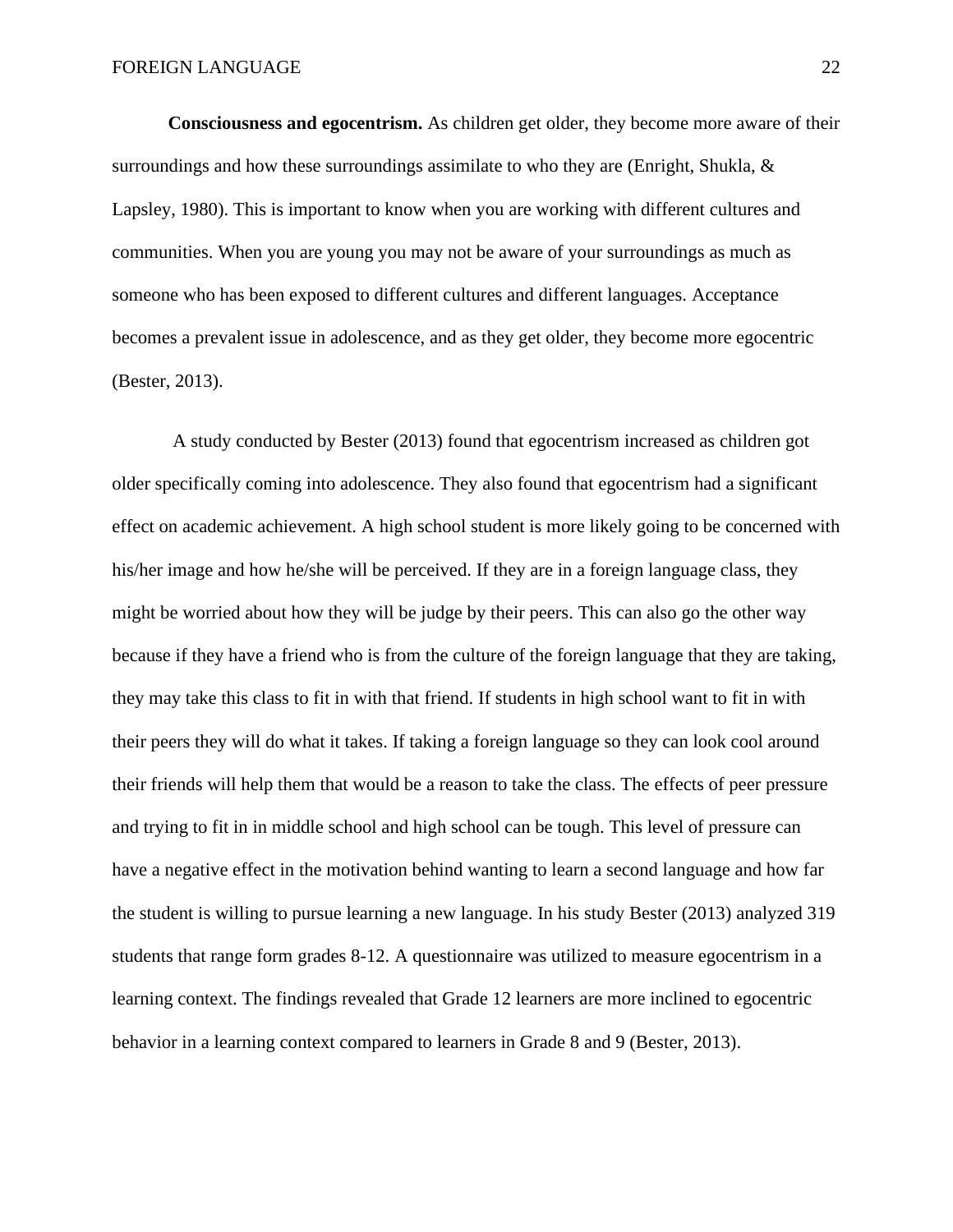**Consciousness and egocentrism.** As children get older, they become more aware of their surroundings and how these surroundings assimilate to who they are (Enright, Shukla, & Lapsley, 1980). This is important to know when you are working with different cultures and communities. When you are young you may not be aware of your surroundings as much as someone who has been exposed to different cultures and different languages. Acceptance becomes a prevalent issue in adolescence, and as they get older, they become more egocentric (Bester, 2013).

A study conducted by Bester (2013) found that egocentrism increased as children got older specifically coming into adolescence. They also found that egocentrism had a significant effect on academic achievement. A high school student is more likely going to be concerned with his/her image and how he/she will be perceived. If they are in a foreign language class, they might be worried about how they will be judge by their peers. This can also go the other way because if they have a friend who is from the culture of the foreign language that they are taking, they may take this class to fit in with that friend. If students in high school want to fit in with their peers they will do what it takes. If taking a foreign language so they can look cool around their friends will help them that would be a reason to take the class. The effects of peer pressure and trying to fit in in middle school and high school can be tough. This level of pressure can have a negative effect in the motivation behind wanting to learn a second language and how far the student is willing to pursue learning a new language. In his study Bester (2013) analyzed 319 students that range form grades 8-12. A questionnaire was utilized to measure egocentrism in a learning context. The findings revealed that Grade 12 learners are more inclined to egocentric behavior in a learning context compared to learners in Grade 8 and 9 (Bester, 2013).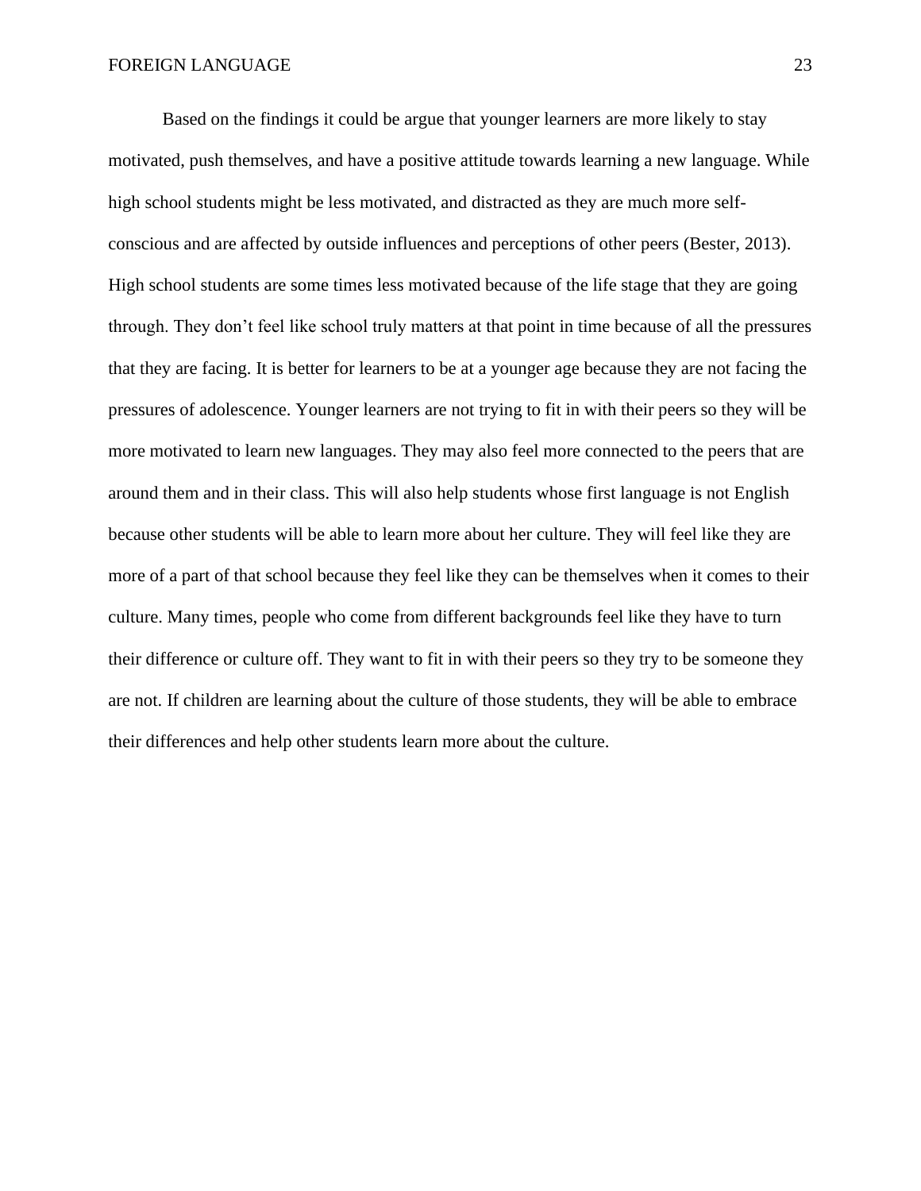Based on the findings it could be argue that younger learners are more likely to stay motivated, push themselves, and have a positive attitude towards learning a new language. While high school students might be less motivated, and distracted as they are much more self-conscious and are affected by outside influences and perceptions of other peers (Bester, 2013). High school students are some times less motivated because of the life stage that they are going through. They don't feel like school truly matters at that point in time because of all the pressures that they are facing. It is better for learners to be at a younger age because they are not facing the pressures of adolescence. Younger learners are not trying to fit in with their peers so they will be more motivated to learn new languages. They may also feel more connected to the peers that are around them and in their class. This will also help students whose first language is not English because other students will be able to learn more about her culture. They will feel like they are more of a part of that school because they feel like they can be themselves when it comes to their culture. Many times, people who come from different backgrounds feel like they have to turn their difference or culture off. They want to fit in with their peers so they try to be someone they are not. If children are learning about the culture of those students, they will be able to embrace their differences and help other students learn more about the culture.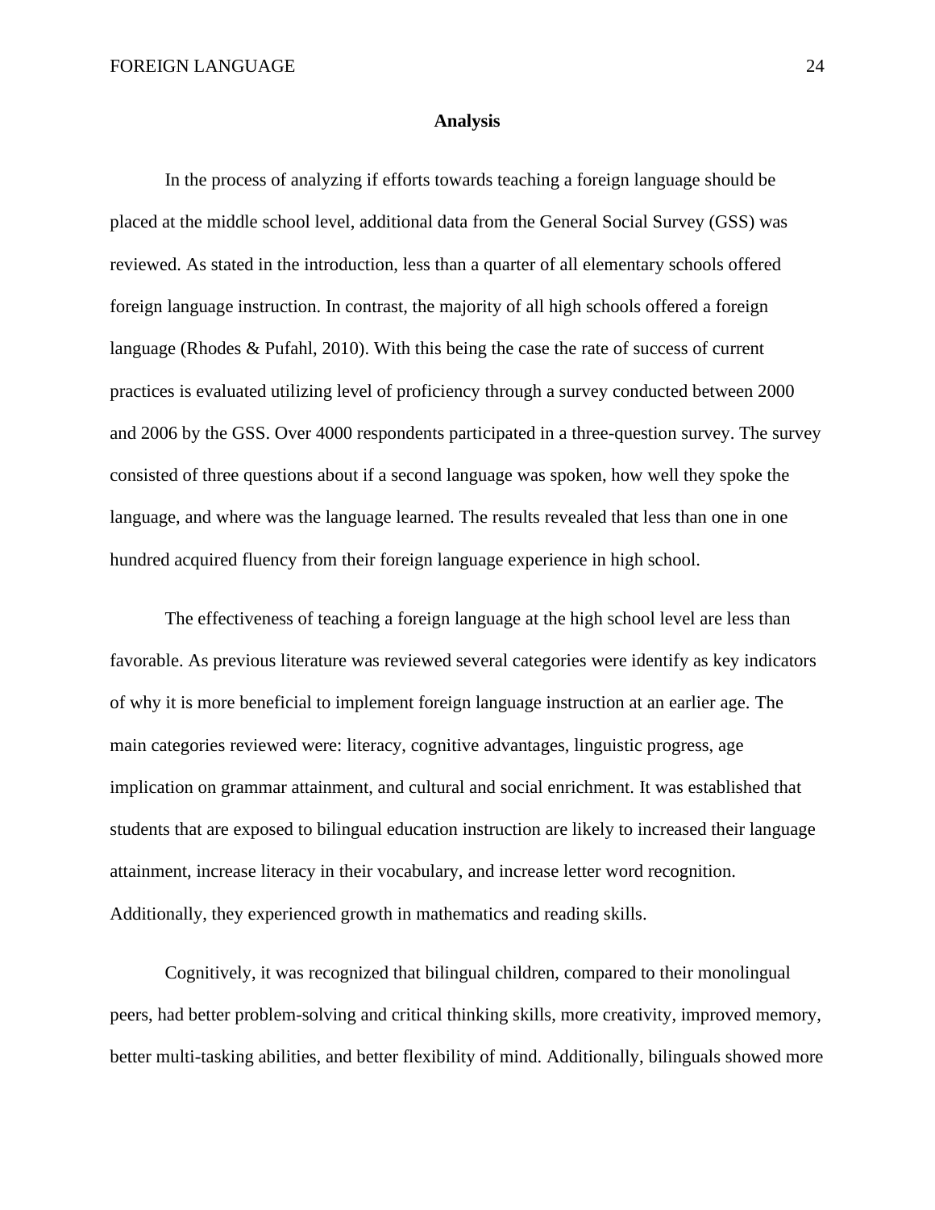## Analysis

In the process of analyzing if efforts towards teaching a foreign language should be placed at the middle school level, additional data from the General Social Survey (GSS) was reviewed. As stated in the introduction, less than a quarter of all elementary schools offered foreign language instruction. In contrast, the majority of all high schools offered a foreign language (Rhodes & Pufahl, 2010). With this being the case the rate of success of current practices is evaluated utilizing level of proficiency through a survey conducted between 2000 and 2006 by the GSS. Over 4000 respondents participated in a three-question survey. The survey consisted of three questions about if a second language was spoken, how well they spoke the language, and where was the language learned. The results revealed that less than one in one hundred acquired fluency from their foreign language experience in high school.

The effectiveness of teaching a foreign language at the high school level are less than favorable. As previous literature was reviewed several categories were identify as key indicators of why it is more beneficial to implement foreign language instruction at an earlier age. The main categories reviewed were: literacy, cognitive advantages, linguistic progress, age implication on grammar attainment, and cultural and social enrichment. It was established that students that are exposed to bilingual education instruction are likely to increased their language attainment, increase literacy in their vocabulary, and increase letter word recognition. Additionally, they experienced growth in mathematics and reading skills.

Cognitively, it was recognized that bilingual children, compared to their monolingual peers, had better problem-solving and critical thinking skills, more creativity, improved memory, better multi-tasking abilities, and better flexibility of mind. Additionally, bilinguals showed more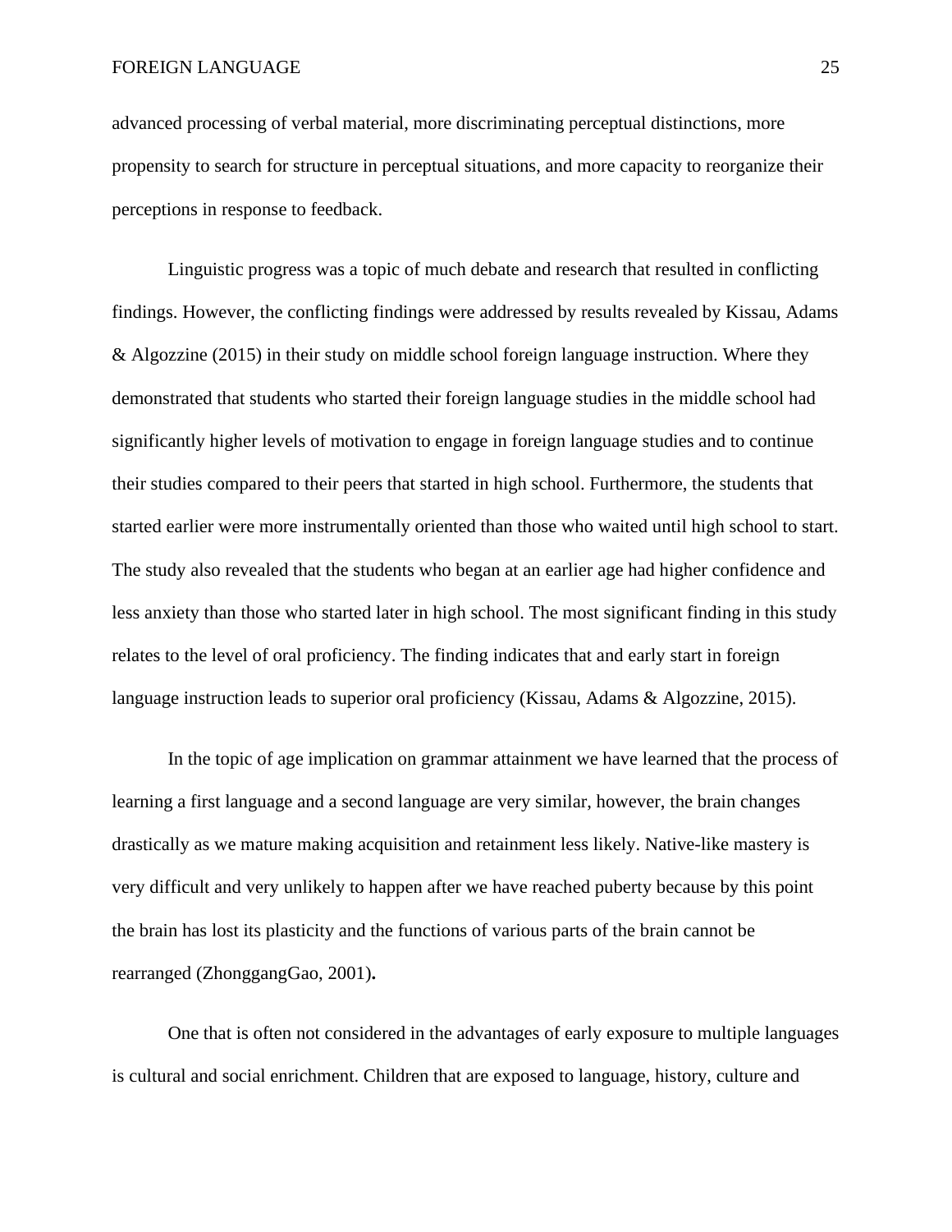advanced processing of verbal material, more discriminating perceptual distinctions, more propensity to search for structure in perceptual situations, and more capacity to reorganize their perceptions in response to feedback.

Linguistic progress was a topic of much debate and research that resulted in conflicting findings. However, the conflicting findings were addressed by results revealed by Kissau, Adams & Algozzine (2015) in their study on middle school foreign language instruction. Where they demonstrated that students who started their foreign language studies in the middle school had significantly higher levels of motivation to engage in foreign language studies and to continue their studies compared to their peers that started in high school. Furthermore, the students that started earlier were more instrumentally oriented than those who waited until high school to start. The study also revealed that the students who began at an earlier age had higher confidence and less anxiety than those who started later in high school. The most significant finding in this study relates to the level of oral proficiency. The finding indicates that and early start in foreign language instruction leads to superior oral proficiency (Kissau, Adams & Algozzine, 2015).

In the topic of age implication on grammar attainment we have learned that the process of learning a first language and a second language are very similar, however, the brain changes drastically as we mature making acquisition and retainment less likely. Native-like mastery is very difficult and very unlikely to happen after we have reached puberty because by this point the brain has lost its plasticity and the functions of various parts of the brain cannot be rearranged (ZhonggangGao, 2001)**.**

One that is often not considered in the advantages of early exposure to multiple languages is cultural and social enrichment. Children that are exposed to language, history, culture and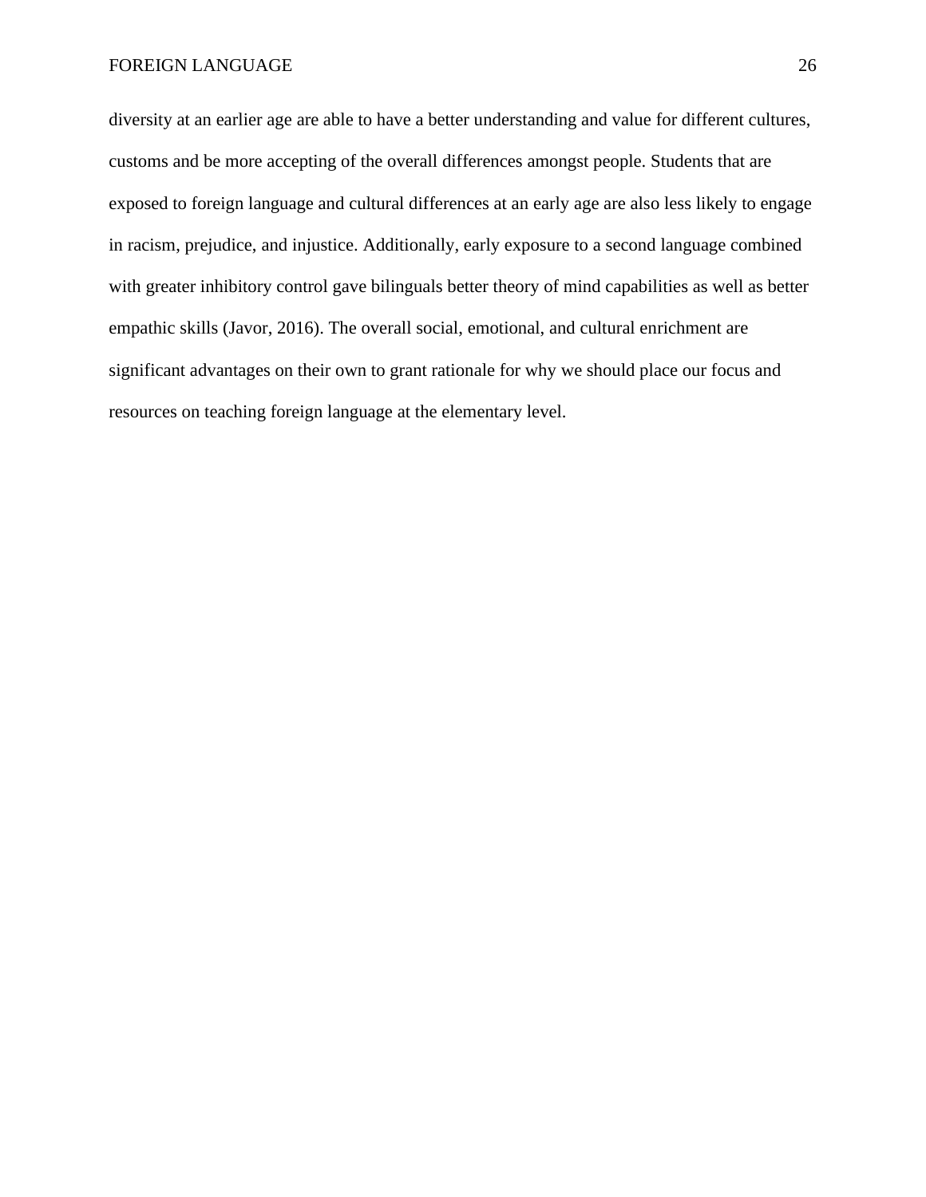diversity at an earlier age are able to have a better understanding and value for different cultures, customs and be more accepting of the overall differences amongst people. Students that are exposed to foreign language and cultural differences at an early age are also less likely to engage in racism, prejudice, and injustice. Additionally, early exposure to a second language combined with greater inhibitory control gave bilinguals better theory of mind capabilities as well as better empathic skills (Javor, 2016). The overall social, emotional, and cultural enrichment are significant advantages on their own to grant rationale for why we should place our focus and resources on teaching foreign language at the elementary level.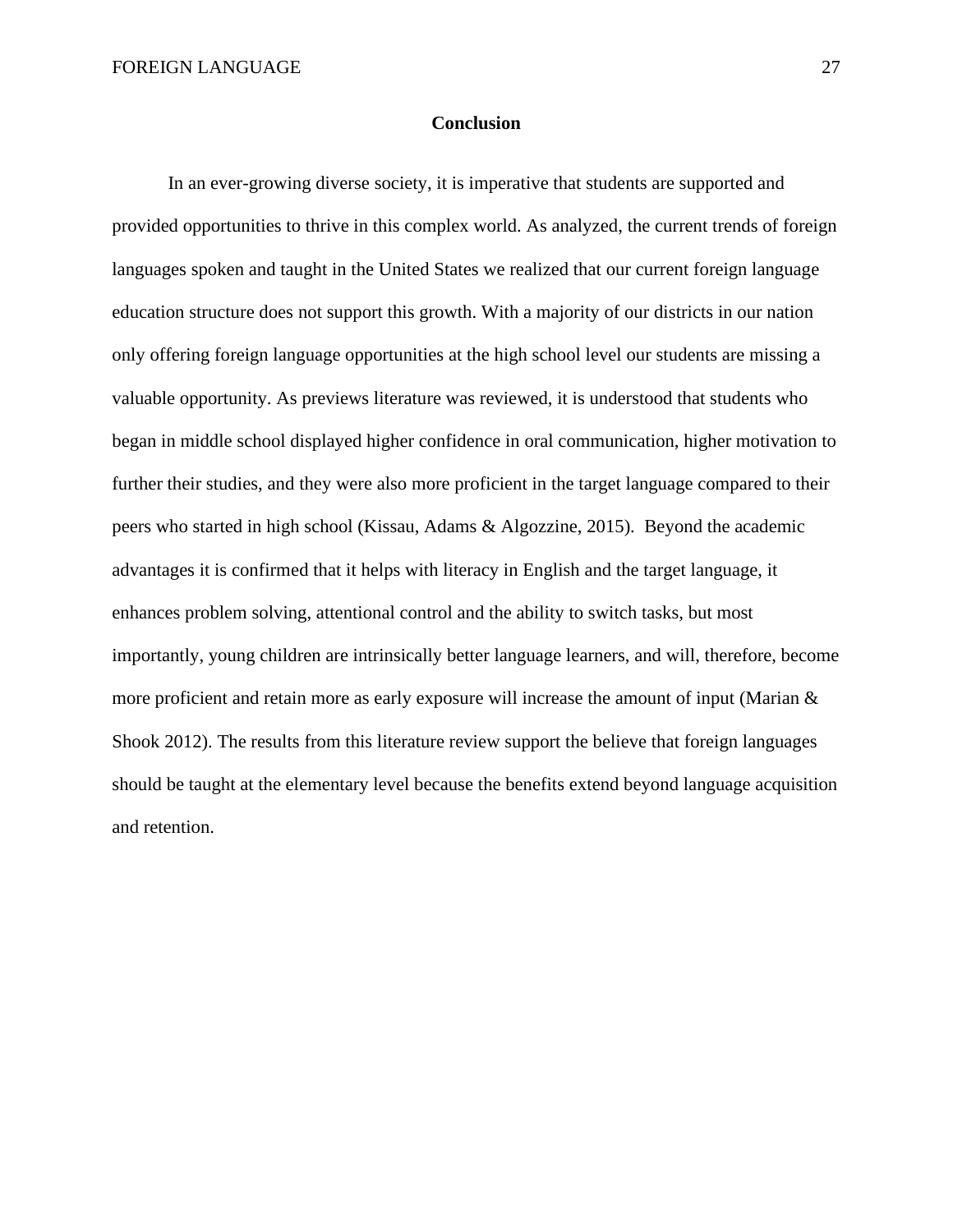## Conclusion

In an ever-growing diverse society, it is imperative that students are supported and provided opportunities to thrive in this complex world. As analyzed, the current trends of foreign languages spoken and taught in the United States we realized that our current foreign language education structure does not support this growth. With a majority of our districts in our nation only offering foreign language opportunities at the high school level our students are missing a valuable opportunity. As previews literature was reviewed, it is understood that students who began in middle school displayed higher confidence in oral communication, higher motivation to further their studies, and they were also more proficient in the target language compared to their peers who started in high school (Kissau, Adams & Algozzine, 2015). Beyond the academic advantages it is confirmed that it helps with literacy in English and the target language, it enhances problem solving, attentional control and the ability to switch tasks, but most importantly, young children are intrinsically better language learners, and will, therefore, become more proficient and retain more as early exposure will increase the amount of input (Marian & Shook 2012). The results from this literature review support the believe that foreign languages should be taught at the elementary level because the benefits extend beyond language acquisition and retention.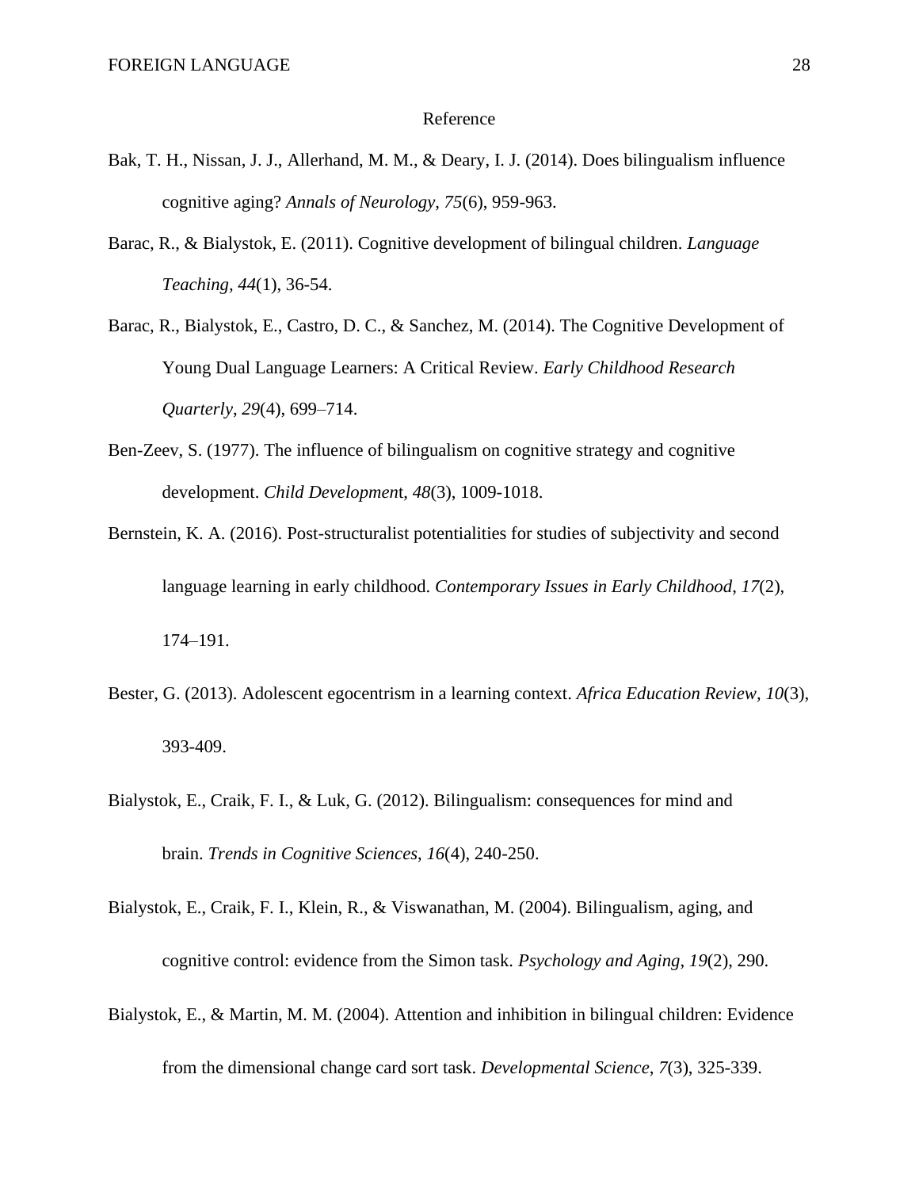# Reference

Bak, T. H., Nissan, J. J., Allerhand, M. M., & Deary, I. J. (2014). Does bilingualism influence cognitive aging? *Annals of Neurology*, *75*(6), 959-963.

Barac, R., & Bialystok, E. (2011). Cognitive development of bilingual children. *Language Teaching*, *44*(1), 36-54.

Barac, R., Bialystok, E., Castro, D. C., & Sanchez, M. (2014). The Cognitive Development of Young Dual Language Learners: A Critical Review. *Early Childhood Research Quarterly*, *29*(4), 699–714.

Ben-Zeev, S. (1977). The influence of bilingualism on cognitive strategy and cognitive development. *Child Development*, *48*(3), 1009-1018.

Bernstein, K. A. (2016). Post-structuralist potentialities for studies of subjectivity and second language learning in early childhood. *Contemporary Issues in Early Childhood*, *17*(2), 174–191.

Bester, G. (2013). Adolescent egocentrism in a learning context. *Africa Education Review, 10*(3), 393-409.

Bialystok, E., Craik, F. I., & Luk, G. (2012). Bilingualism: consequences for mind and brain. *Trends in Cognitive Sciences*, *16*(4), 240-250.

Bialystok, E., Craik, F. I., Klein, R., & Viswanathan, M. (2004). Bilingualism, aging, and cognitive control: evidence from the Simon task. *Psychology and Aging*, *19*(2), 290.

Bialystok, E., & Martin, M. M. (2004). Attention and inhibition in bilingual children: Evidence from the dimensional change card sort task. *Developmental Science*, *7*(3), 325-339.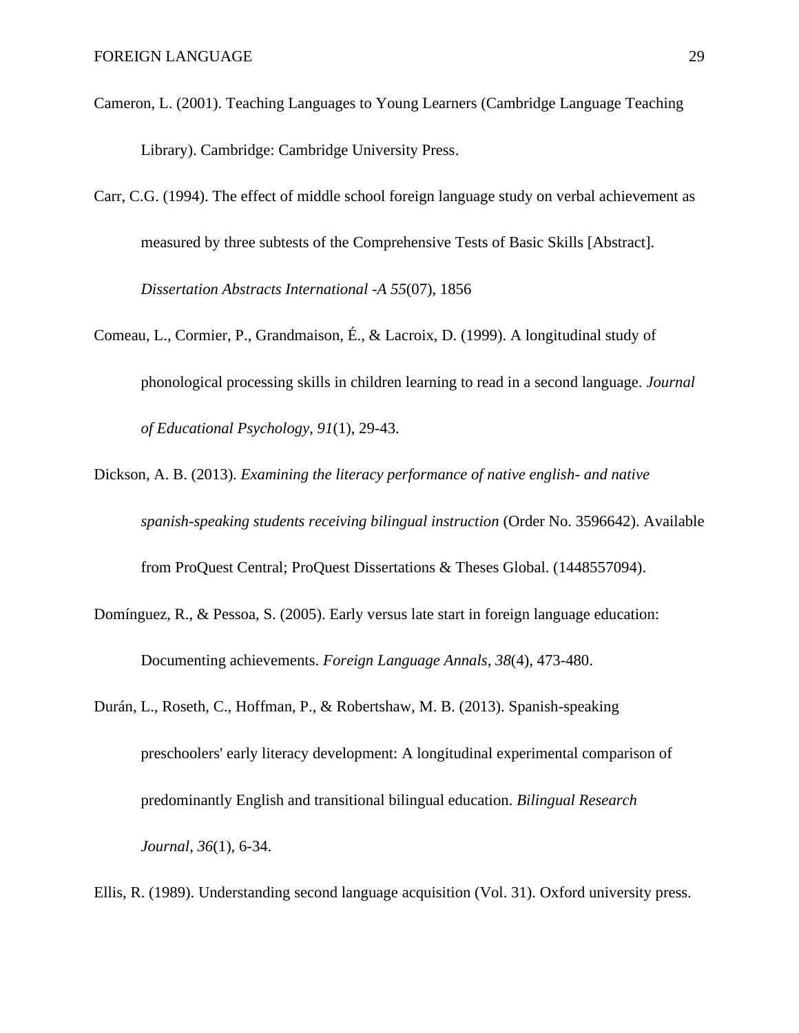Cameron, L. (2001). Teaching Languages to Young Learners (Cambridge Language Teaching Library). Cambridge: Cambridge University Press.

Carr, C.G. (1994). The effect of middle school foreign language study on verbal achievement as measured by three subtests of the Comprehensive Tests of Basic Skills [Abstract]. *Dissertation Abstracts International -A 55*(07), 1856

Comeau, L., Cormier, P., Grandmaison, É., & Lacroix, D. (1999). A longitudinal study of phonological processing skills in children learning to read in a second language. *Journal of Educational Psychology, 91*(1), 29-43.

Dickson, A. B. (2013). *Examining the literacy performance of native english- and native spanish-speaking students receiving bilingual instruction* (Order No. 3596642). Available from ProQuest Central; ProQuest Dissertations & Theses Global. (1448557094).

Domínguez, R., & Pessoa, S. (2005). Early versus late start in foreign language education: Documenting achievements. *Foreign Language Annals, 38*(4), 473-480.

Durán, L., Roseth, C., Hoffman, P., & Robertshaw, M. B. (2013). Spanish-speaking preschoolers' early literacy development: A longitudinal experimental comparison of predominantly English and transitional bilingual education. *Bilingual Research Journal*, *36*(1), 6-34.

Ellis, R. (1989). Understanding second language acquisition (Vol. 31). Oxford university press.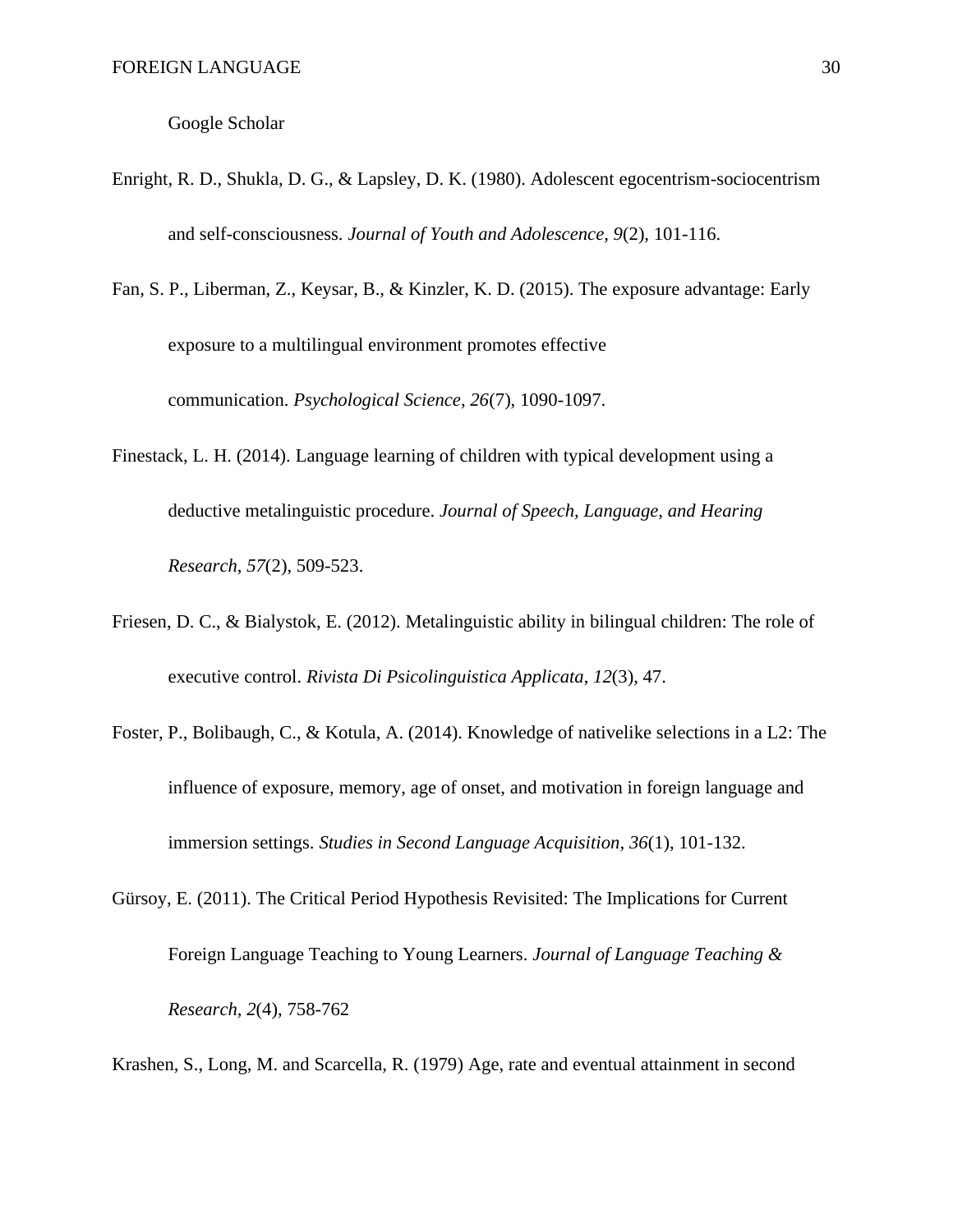Google Scholar

Enright, R. D., Shukla, D. G., & Lapsley, D. K. (1980). Adolescent egocentrism-sociocentrism and self-consciousness. *Journal of Youth and Adolescence*, *9*(2), 101-116.

Fan, S. P., Liberman, Z., Keysar, B., & Kinzler, K. D. (2015). The exposure advantage: Early exposure to a multilingual environment promotes effective communication. *Psychological Science*, *26*(7), 1090-1097.

Finestack, L. H. (2014). Language learning of children with typical development using a deductive metalinguistic procedure. *Journal of Speech, Language, and Hearing Research*, *57*(2), 509-523.

Friesen, D. C., & Bialystok, E. (2012). Metalinguistic ability in bilingual children: The role of executive control. *Rivista Di Psicolinguistica Applicata*, *12*(3), 47.

Foster, P., Bolibaugh, C., & Kotula, A. (2014). Knowledge of nativelike selections in a L2: The influence of exposure, memory, age of onset, and motivation in foreign language and immersion settings. *Studies in Second Language Acquisition*, *36*(1), 101-132.

Gürsoy, E. (2011). The Critical Period Hypothesis Revisited: The Implications for Current Foreign Language Teaching to Young Learners. *Journal of Language Teaching & Research*, *2*(4), 758-762

Krashen, S., Long, M. and Scarcella, R. (1979) Age, rate and eventual attainment in second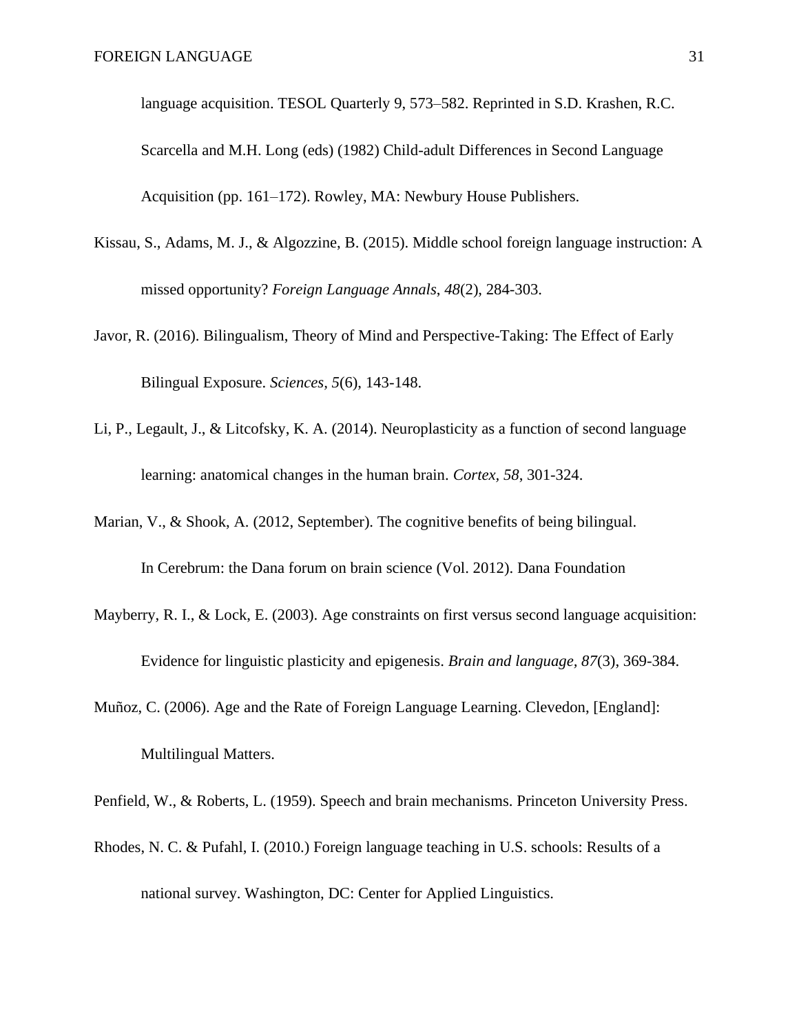language acquisition. TESOL Quarterly 9, 573–582. Reprinted in S.D. Krashen, R.C. Scarcella and M.H. Long (eds) (1982) Child-adult Differences in Second Language Acquisition (pp. 161–172). Rowley, MA: Newbury House Publishers.

Kissau, S., Adams, M. J., & Algozzine, B. (2015). Middle school foreign language instruction: A missed opportunity? *Foreign Language Annals*, *48*(2), 284-303.

Javor, R. (2016). Bilingualism, Theory of Mind and Perspective-Taking: The Effect of Early Bilingual Exposure. *Sciences, 5*(6), 143-148.

Li, P., Legault, J., & Litcofsky, K. A. (2014). Neuroplasticity as a function of second language learning: anatomical changes in the human brain. *Cortex, 58*, 301-324.

Marian, V., & Shook, A. (2012, September). The cognitive benefits of being bilingual. In Cerebrum: the Dana forum on brain science (Vol. 2012). Dana Foundation

Mayberry, R. I., & Lock, E. (2003). Age constraints on first versus second language acquisition: Evidence for linguistic plasticity and epigenesis. *Brain and language, 87*(3), 369-384.

Muñoz, C. (2006). Age and the Rate of Foreign Language Learning. Clevedon, [England]: Multilingual Matters.

Penfield, W., & Roberts, L. (1959). Speech and brain mechanisms. Princeton University Press.

Rhodes, N. C. & Pufahl, I. (2010.) Foreign language teaching in U.S. schools: Results of a national survey. Washington, DC: Center for Applied Linguistics.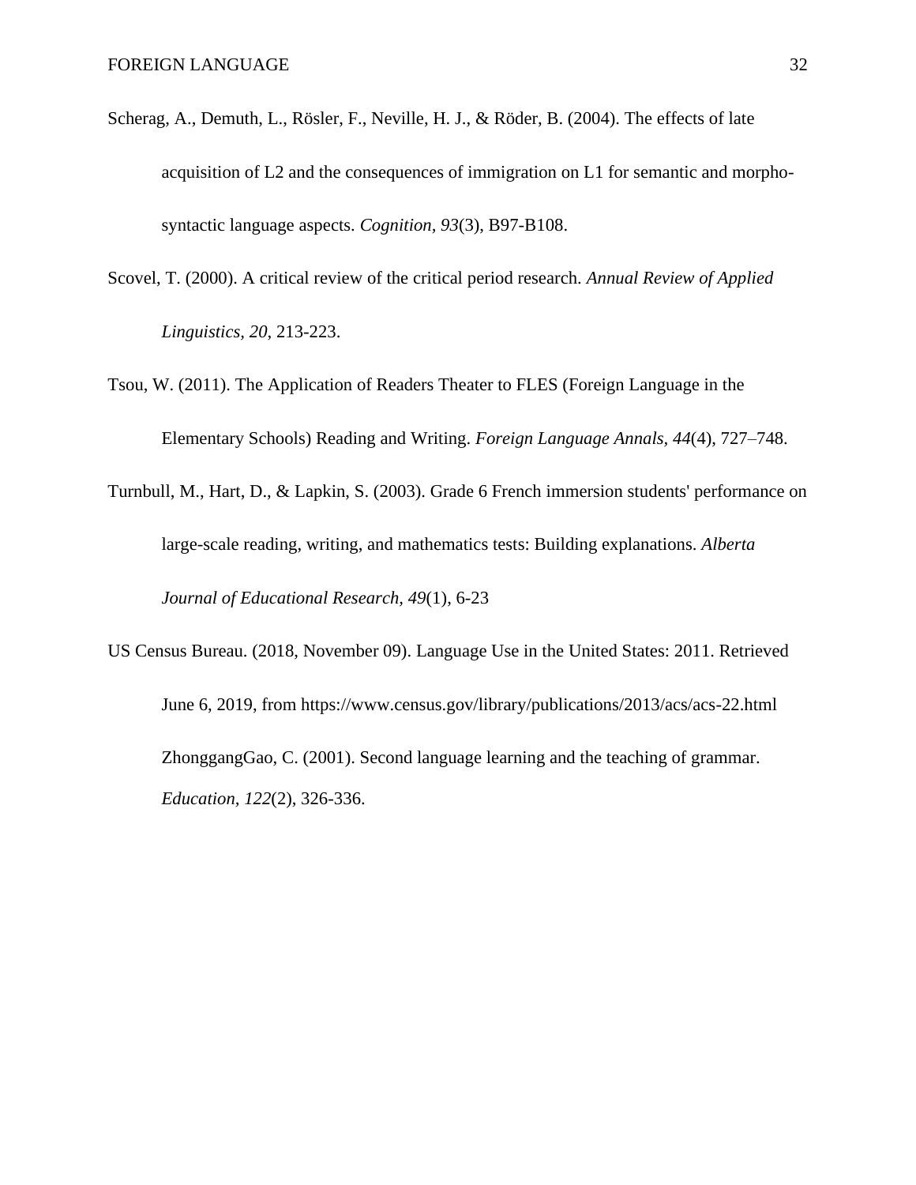Scherag, A., Demuth, L., Rösler, F., Neville, H. J., & Röder, B. (2004). The effects of late acquisition of L2 and the consequences of immigration on L1 for semantic and morpho-syntactic language aspects. *Cognition, 93*(3), B97-B108.

Scovel, T. (2000). A critical review of the critical period research. *Annual Review of Applied Linguistics, 20*, 213-223.

Tsou, W. (2011). The Application of Readers Theater to FLES (Foreign Language in the Elementary Schools) Reading and Writing. *Foreign Language Annals, 44*(4), 727–748.

Turnbull, M., Hart, D., & Lapkin, S. (2003). Grade 6 French immersion students' performance on large-scale reading, writing, and mathematics tests: Building explanations. *Alberta Journal of Educational Research, 49*(1), 6-23

US Census Bureau. (2018, November 09). Language Use in the United States: 2011. Retrieved June 6, 2019, from https://www.census.gov/library/publications/2013/acs/acs-22.html

ZhonggangGao, C. (2001). Second language learning and the teaching of grammar. *Education, 122*(2), 326-336.